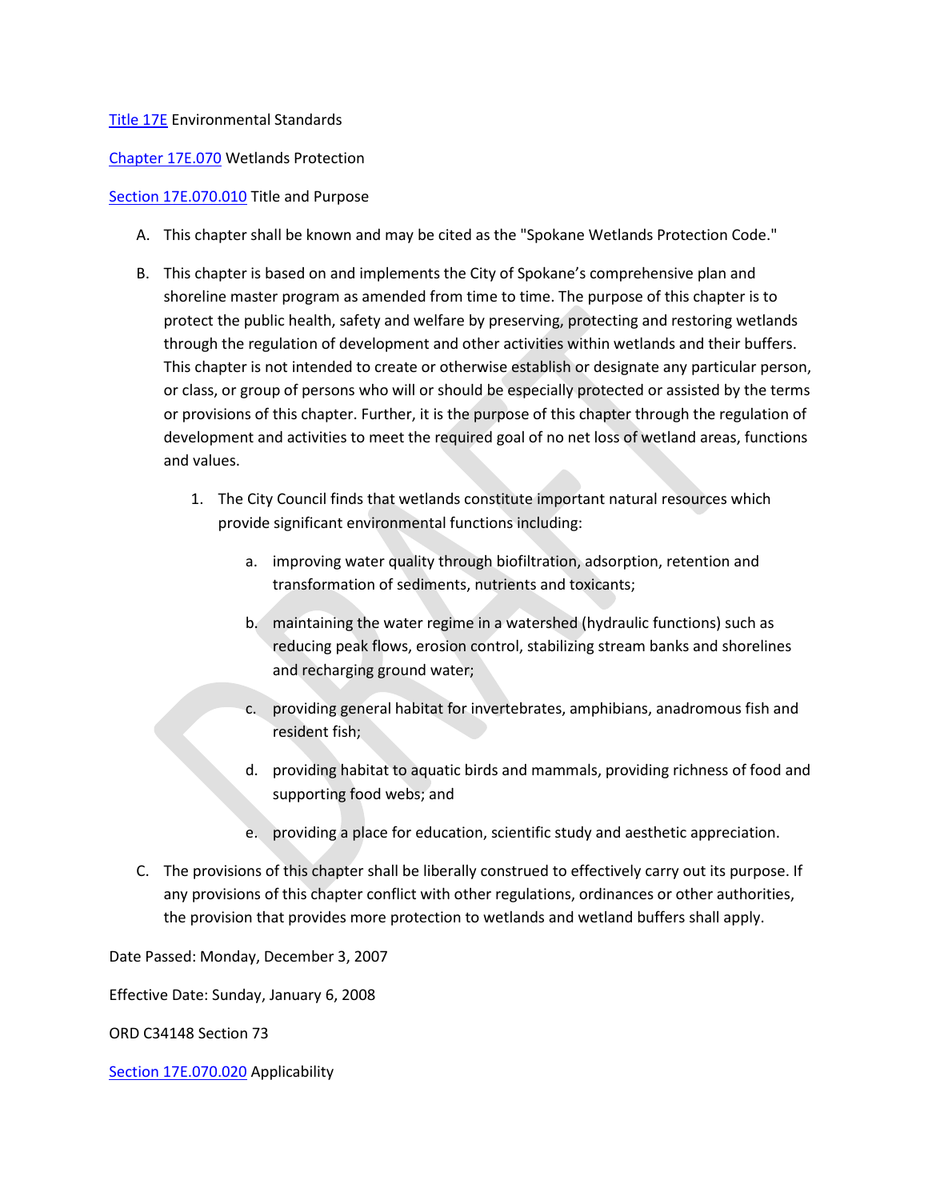[Title 17E](#) Environmental Standards

[Chapter 17E.070](#) Wetlands Protection

[Section 17E.070.010](#) Title and Purpose

A. This chapter shall be known and may be cited as the "Spokane Wetlands Protection Code."

B. This chapter is based on and implements the City of Spokane's comprehensive plan and shoreline master program as amended from time to time. The purpose of this chapter is to protect the public health, safety and welfare by preserving, protecting and restoring wetlands through the regulation of development and other activities within wetlands and their buffers. This chapter is not intended to create or otherwise establish or designate any particular person, or class, or group of persons who will or should be especially protected or assisted by the terms or provisions of this chapter. Further, it is the purpose of this chapter through the regulation of development and activities to meet the required goal of no net loss of wetland areas, functions and values.

   1. The City Council finds that wetlands constitute important natural resources which provide significant environmental functions including:

      a. improving water quality through biofiltration, adsorption, retention and transformation of sediments, nutrients and toxicants;

      b. maintaining the water regime in a watershed (hydraulic functions) such as reducing peak flows, erosion control, stabilizing stream banks and shorelines and recharging ground water;

      c. providing general habitat for invertebrates, amphibians, anadromous fish and resident fish;

      d. providing habitat to aquatic birds and mammals, providing richness of food and supporting food webs; and

      e. providing a place for education, scientific study and aesthetic appreciation.

C. The provisions of this chapter shall be liberally construed to effectively carry out its purpose. If any provisions of this chapter conflict with other regulations, ordinances or other authorities, the provision that provides more protection to wetlands and wetland buffers shall apply.

Date Passed: Monday, December 3, 2007

Effective Date: Sunday, January 6, 2008

ORD C34148 Section 73

[Section 17E.070.020](#) Applicability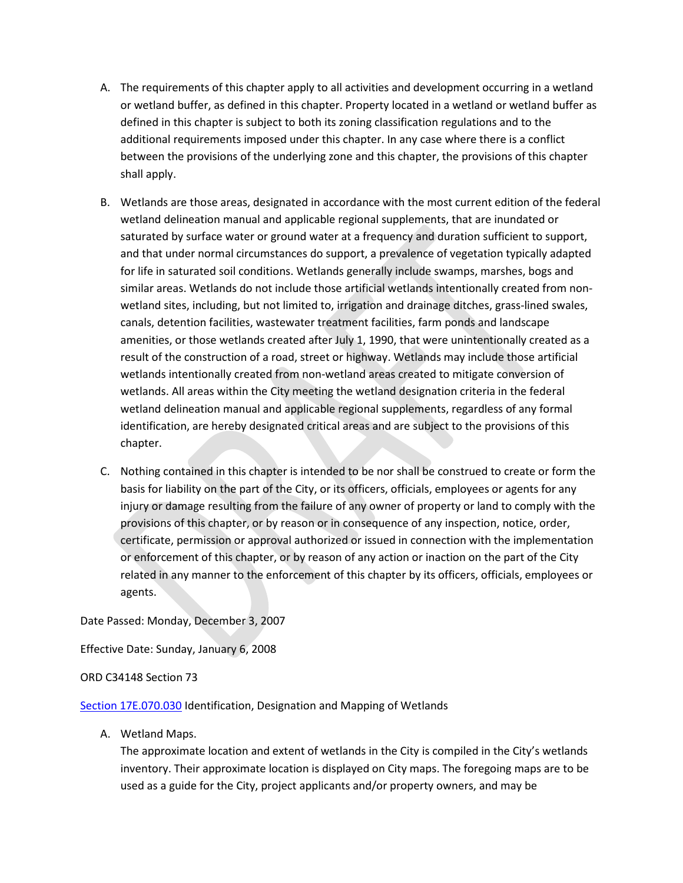A. The requirements of this chapter apply to all activities and development occurring in a wetland or wetland buffer, as defined in this chapter. Property located in a wetland or wetland buffer as defined in this chapter is subject to both its zoning classification regulations and to the additional requirements imposed under this chapter. In any case where there is a conflict between the provisions of the underlying zone and this chapter, the provisions of this chapter shall apply.

B. Wetlands are those areas, designated in accordance with the most current edition of the federal wetland delineation manual and applicable regional supplements, that are inundated or saturated by surface water or ground water at a frequency and duration sufficient to support, and that under normal circumstances do support, a prevalence of vegetation typically adapted for life in saturated soil conditions. Wetlands generally include swamps, marshes, bogs and similar areas. Wetlands do not include those artificial wetlands intentionally created from non-wetland sites, including, but not limited to, irrigation and drainage ditches, grass-lined swales, canals, detention facilities, wastewater treatment facilities, farm ponds and landscape amenities, or those wetlands created after July 1, 1990, that were unintentionally created as a result of the construction of a road, street or highway. Wetlands may include those artificial wetlands intentionally created from non-wetland areas created to mitigate conversion of wetlands. All areas within the City meeting the wetland designation criteria in the federal wetland delineation manual and applicable regional supplements, regardless of any formal identification, are hereby designated critical areas and are subject to the provisions of this chapter.

C. Nothing contained in this chapter is intended to be nor shall be construed to create or form the basis for liability on the part of the City, or its officers, officials, employees or agents for any injury or damage resulting from the failure of any owner of property or land to comply with the provisions of this chapter, or by reason or in consequence of any inspection, notice, order, certificate, permission or approval authorized or issued in connection with the implementation or enforcement of this chapter, or by reason of any action or inaction on the part of the City related in any manner to the enforcement of this chapter by its officers, officials, employees or agents.

Date Passed: Monday, December 3, 2007

Effective Date: Sunday, January 6, 2008

ORD C34148 Section 73

Section 17E.070.030 Identification, Designation and Mapping of Wetlands

A. Wetland Maps.
The approximate location and extent of wetlands in the City is compiled in the City's wetlands inventory. Their approximate location is displayed on City maps. The foregoing maps are to be used as a guide for the City, project applicants and/or property owners, and may be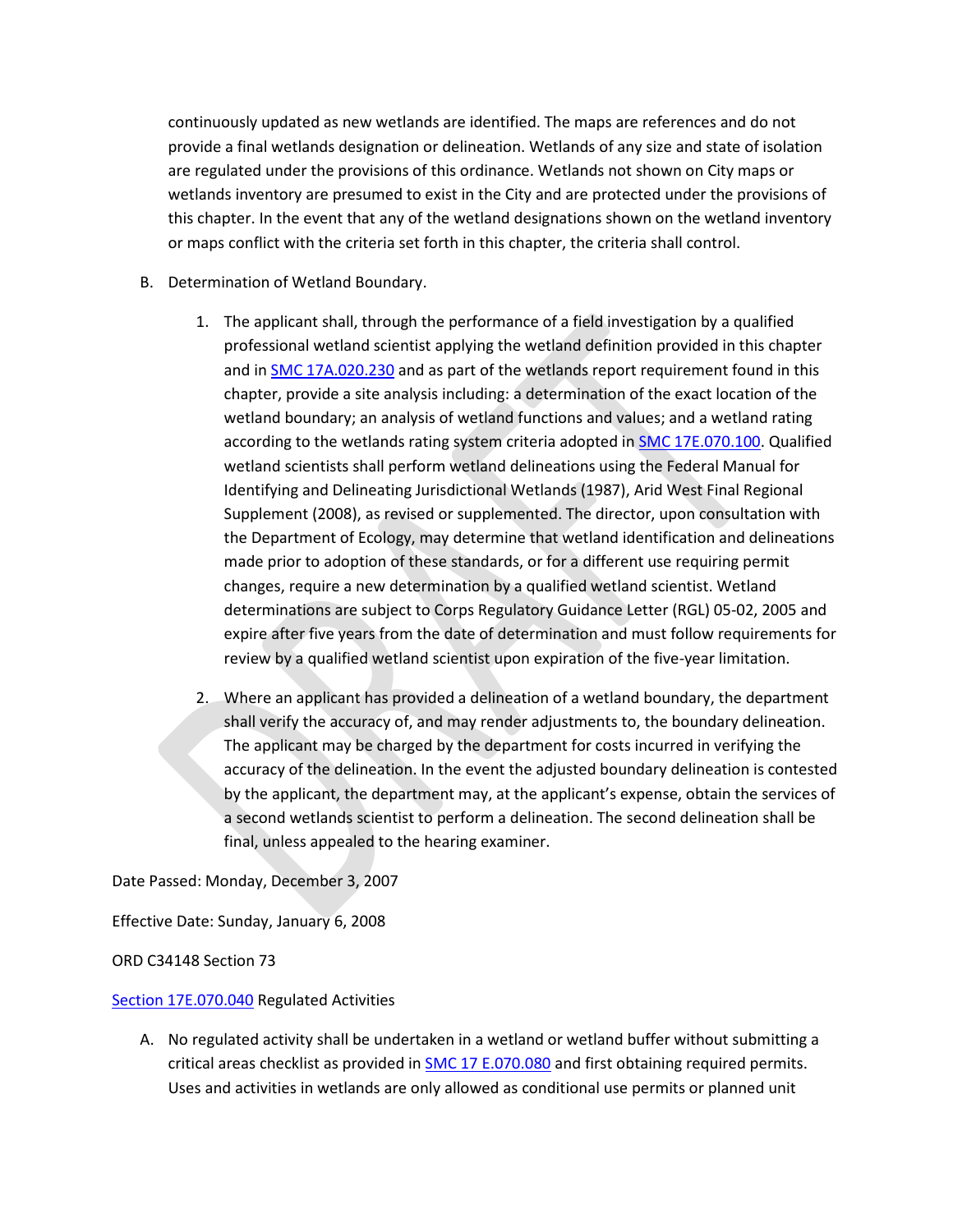continuously updated as new wetlands are identified. The maps are references and do not provide a final wetlands designation or delineation. Wetlands of any size and state of isolation are regulated under the provisions of this ordinance. Wetlands not shown on City maps or wetlands inventory are presumed to exist in the City and are protected under the provisions of this chapter. In the event that any of the wetland designations shown on the wetland inventory or maps conflict with the criteria set forth in this chapter, the criteria shall control.

B. Determination of Wetland Boundary.

   1. The applicant shall, through the performance of a field investigation by a qualified professional wetland scientist applying the wetland definition provided in this chapter and in SMC 17A.020.230 and as part of the wetlands report requirement found in this chapter, provide a site analysis including: a determination of the exact location of the wetland boundary; an analysis of wetland functions and values; and a wetland rating according to the wetlands rating system criteria adopted in SMC 17E.070.100. Qualified wetland scientists shall perform wetland delineations using the Federal Manual for Identifying and Delineating Jurisdictional Wetlands (1987), Arid West Final Regional Supplement (2008), as revised or supplemented. The director, upon consultation with the Department of Ecology, may determine that wetland identification and delineations made prior to adoption of these standards, or for a different use requiring permit changes, require a new determination by a qualified wetland scientist. Wetland determinations are subject to Corps Regulatory Guidance Letter (RGL) 05-02, 2005 and expire after five years from the date of determination and must follow requirements for review by a qualified wetland scientist upon expiration of the five-year limitation.

   2. Where an applicant has provided a delineation of a wetland boundary, the department shall verify the accuracy of, and may render adjustments to, the boundary delineation. The applicant may be charged by the department for costs incurred in verifying the accuracy of the delineation. In the event the adjusted boundary delineation is contested by the applicant, the department may, at the applicant's expense, obtain the services of a second wetlands scientist to perform a delineation. The second delineation shall be final, unless appealed to the hearing examiner.

Date Passed: Monday, December 3, 2007

Effective Date: Sunday, January 6, 2008

ORD C34148 Section 73

Section 17E.070.040 Regulated Activities

A. No regulated activity shall be undertaken in a wetland or wetland buffer without submitting a critical areas checklist as provided in SMC 17 E.070.080 and first obtaining required permits. Uses and activities in wetlands are only allowed as conditional use permits or planned unit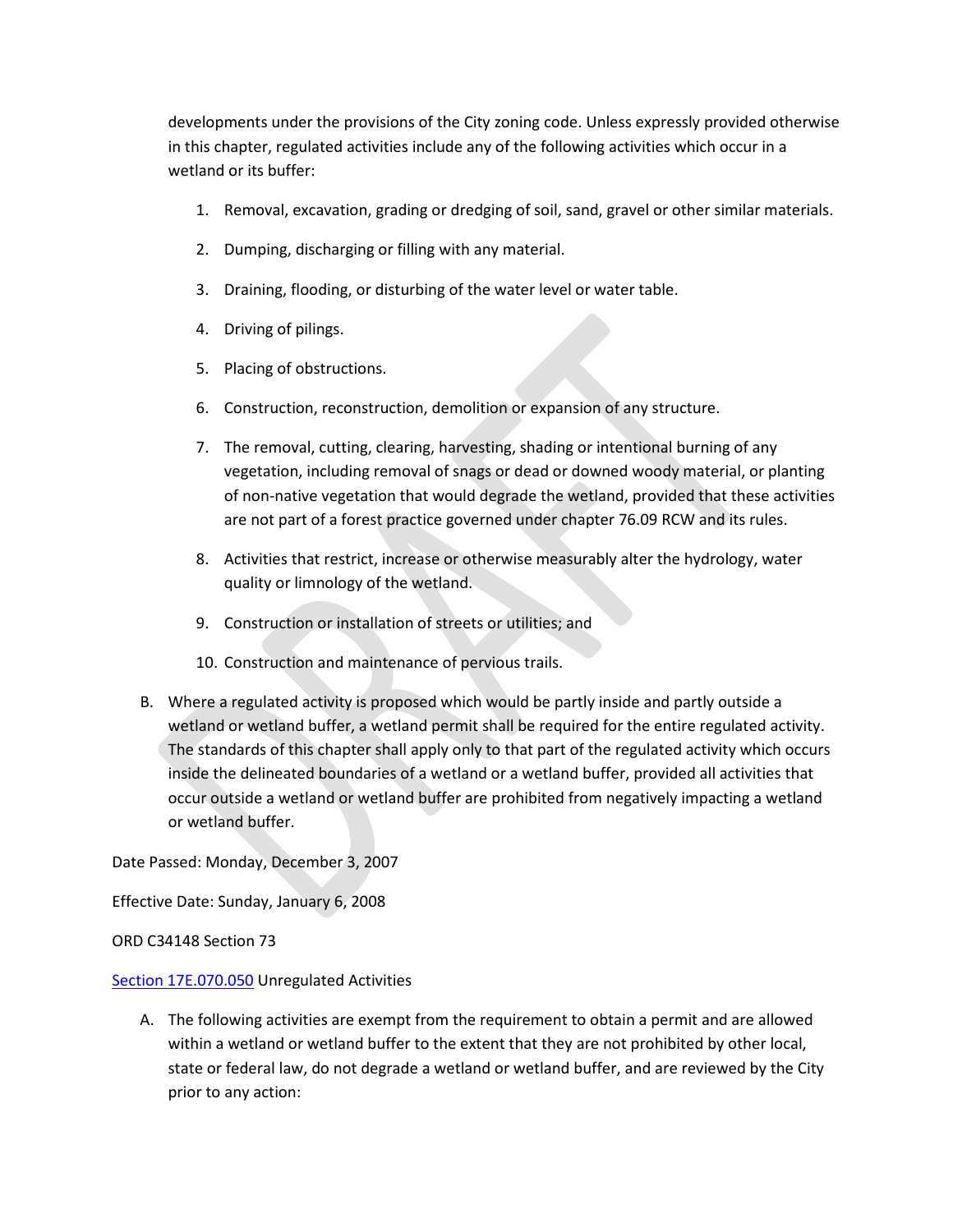developments under the provisions of the City zoning code. Unless expressly provided otherwise in this chapter, regulated activities include any of the following activities which occur in a wetland or its buffer:

1. Removal, excavation, grading or dredging of soil, sand, gravel or other similar materials.
2. Dumping, discharging or filling with any material.
3. Draining, flooding, or disturbing of the water level or water table.
4. Driving of pilings.
5. Placing of obstructions.
6. Construction, reconstruction, demolition or expansion of any structure.
7. The removal, cutting, clearing, harvesting, shading or intentional burning of any vegetation, including removal of snags or dead or downed woody material, or planting of non-native vegetation that would degrade the wetland, provided that these activities are not part of a forest practice governed under chapter 76.09 RCW and its rules.
8. Activities that restrict, increase or otherwise measurably alter the hydrology, water quality or limnology of the wetland.
9. Construction or installation of streets or utilities; and
10. Construction and maintenance of pervious trails.

B. Where a regulated activity is proposed which would be partly inside and partly outside a wetland or wetland buffer, a wetland permit shall be required for the entire regulated activity. The standards of this chapter shall apply only to that part of the regulated activity which occurs inside the delineated boundaries of a wetland or a wetland buffer, provided all activities that occur outside a wetland or wetland buffer are prohibited from negatively impacting a wetland or wetland buffer.

Date Passed: Monday, December 3, 2007

Effective Date: Sunday, January 6, 2008

ORD C34148 Section 73

Section 17E.070.050 Unregulated Activities

A. The following activities are exempt from the requirement to obtain a permit and are allowed within a wetland or wetland buffer to the extent that they are not prohibited by other local, state or federal law, do not degrade a wetland or wetland buffer, and are reviewed by the City prior to any action: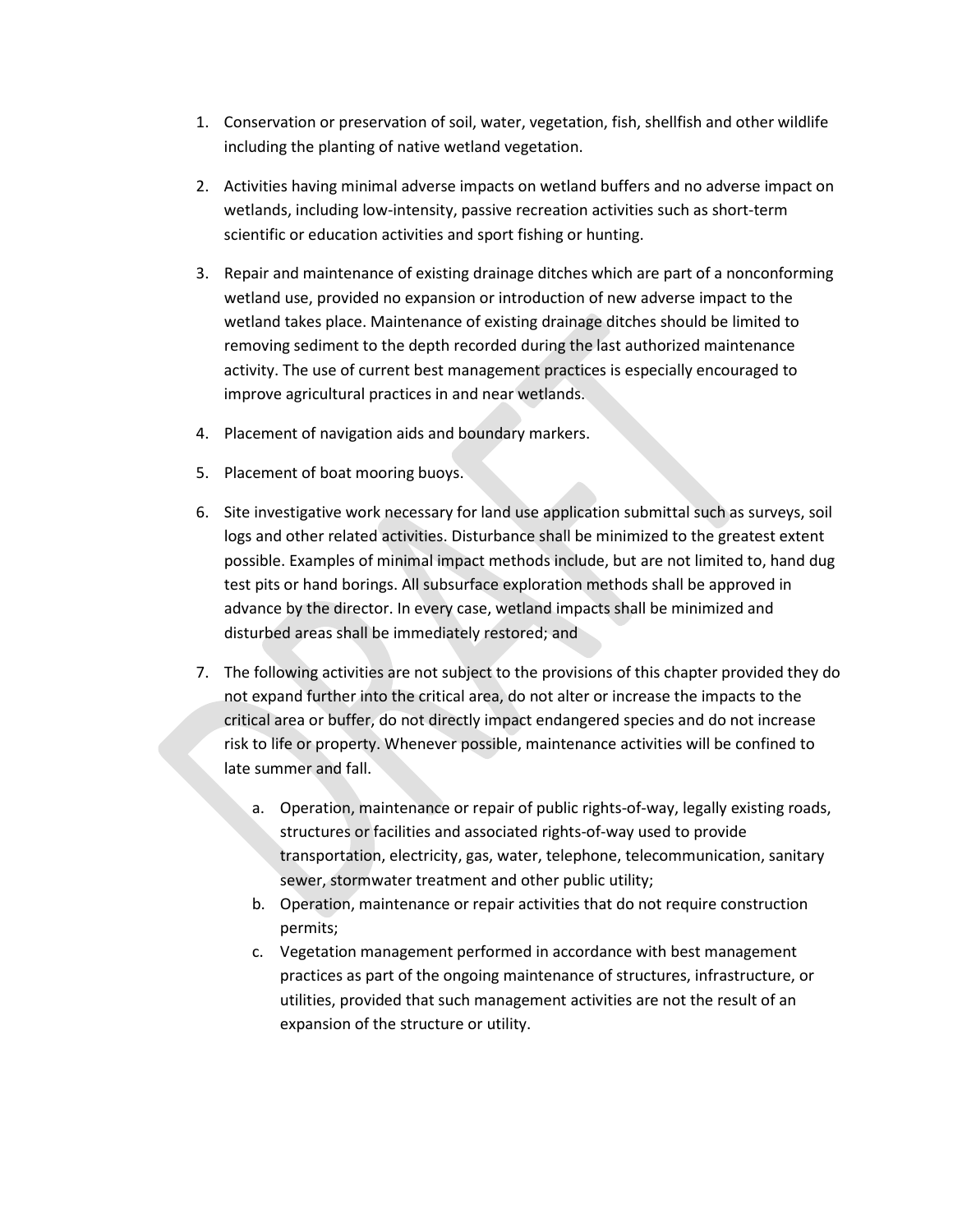1. Conservation or preservation of soil, water, vegetation, fish, shellfish and other wildlife including the planting of native wetland vegetation.

2. Activities having minimal adverse impacts on wetland buffers and no adverse impact on wetlands, including low-intensity, passive recreation activities such as short-term scientific or education activities and sport fishing or hunting.

3. Repair and maintenance of existing drainage ditches which are part of a nonconforming wetland use, provided no expansion or introduction of new adverse impact to the wetland takes place. Maintenance of existing drainage ditches should be limited to removing sediment to the depth recorded during the last authorized maintenance activity. The use of current best management practices is especially encouraged to improve agricultural practices in and near wetlands.

4. Placement of navigation aids and boundary markers.

5. Placement of boat mooring buoys.

6. Site investigative work necessary for land use application submittal such as surveys, soil logs and other related activities. Disturbance shall be minimized to the greatest extent possible. Examples of minimal impact methods include, but are not limited to, hand dug test pits or hand borings. All subsurface exploration methods shall be approved in advance by the director. In every case, wetland impacts shall be minimized and disturbed areas shall be immediately restored; and

7. The following activities are not subject to the provisions of this chapter provided they do not expand further into the critical area, do not alter or increase the impacts to the critical area or buffer, do not directly impact endangered species and do not increase risk to life or property. Whenever possible, maintenance activities will be confined to late summer and fall.

   a. Operation, maintenance or repair of public rights-of-way, legally existing roads, structures or facilities and associated rights-of-way used to provide transportation, electricity, gas, water, telephone, telecommunication, sanitary sewer, stormwater treatment and other public utility;
   b. Operation, maintenance or repair activities that do not require construction permits;
   c. Vegetation management performed in accordance with best management practices as part of the ongoing maintenance of structures, infrastructure, or utilities, provided that such management activities are not the result of an expansion of the structure or utility.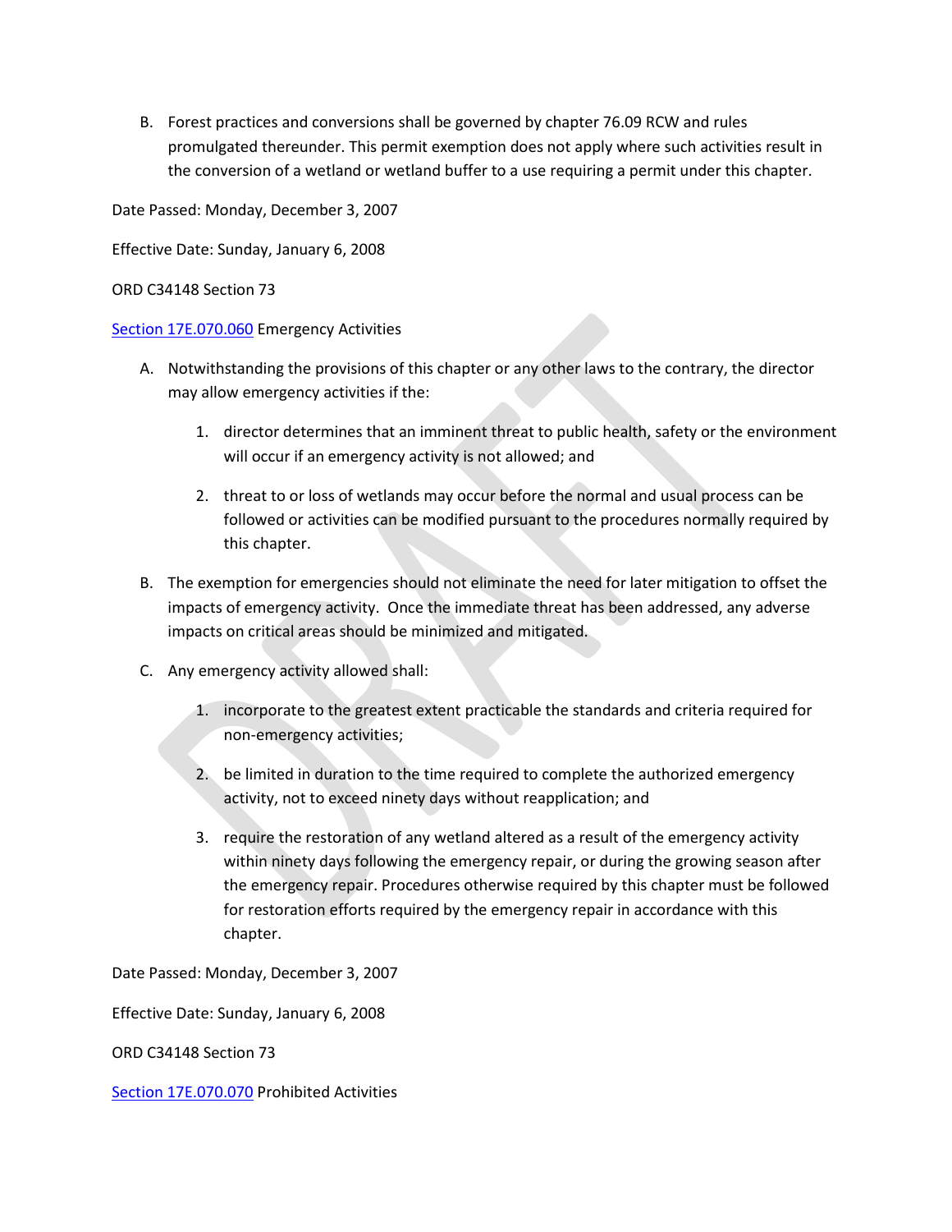B. Forest practices and conversions shall be governed by chapter 76.09 RCW and rules promulgated thereunder. This permit exemption does not apply where such activities result in the conversion of a wetland or wetland buffer to a use requiring a permit under this chapter.

Date Passed: Monday, December 3, 2007

Effective Date: Sunday, January 6, 2008

ORD C34148 Section 73

[Section 17E.070.060] Emergency Activities

A. Notwithstanding the provisions of this chapter or any other laws to the contrary, the director may allow emergency activities if the:

   1. director determines that an imminent threat to public health, safety or the environment will occur if an emergency activity is not allowed; and

   2. threat to or loss of wetlands may occur before the normal and usual process can be followed or activities can be modified pursuant to the procedures normally required by this chapter.

B. The exemption for emergencies should not eliminate the need for later mitigation to offset the impacts of emergency activity. Once the immediate threat has been addressed, any adverse impacts on critical areas should be minimized and mitigated.

C. Any emergency activity allowed shall:

   1. incorporate to the greatest extent practicable the standards and criteria required for non-emergency activities;

   2. be limited in duration to the time required to complete the authorized emergency activity, not to exceed ninety days without reapplication; and

   3. require the restoration of any wetland altered as a result of the emergency activity within ninety days following the emergency repair, or during the growing season after the emergency repair. Procedures otherwise required by this chapter must be followed for restoration efforts required by the emergency repair in accordance with this chapter.

Date Passed: Monday, December 3, 2007

Effective Date: Sunday, January 6, 2008

ORD C34148 Section 73

[Section 17E.070.070] Prohibited Activities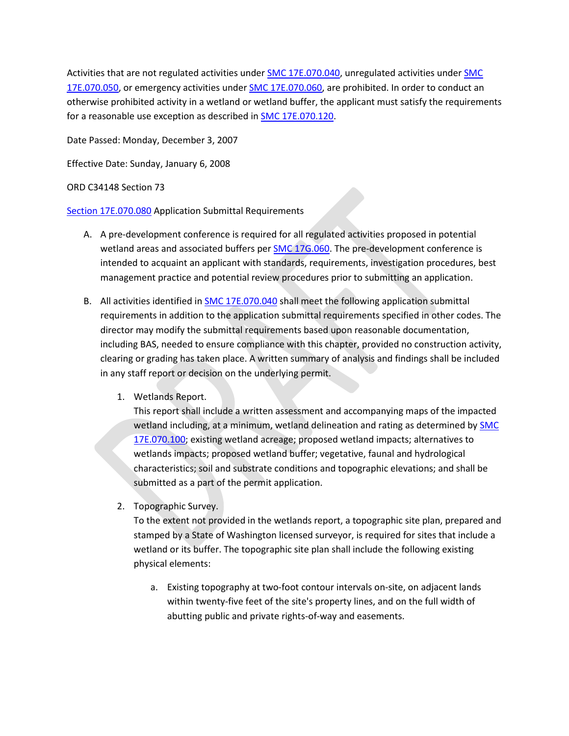Activities that are not regulated activities under SMC 17E.070.040, unregulated activities under SMC 17E.070.050, or emergency activities under SMC 17E.070.060, are prohibited. In order to conduct an otherwise prohibited activity in a wetland or wetland buffer, the applicant must satisfy the requirements for a reasonable use exception as described in SMC 17E.070.120.

Date Passed: Monday, December 3, 2007

Effective Date: Sunday, January 6, 2008

ORD C34148 Section 73

Section 17E.070.080 Application Submittal Requirements

A. A pre-development conference is required for all regulated activities proposed in potential wetland areas and associated buffers per SMC 17G.060. The pre-development conference is intended to acquaint an applicant with standards, requirements, investigation procedures, best management practice and potential review procedures prior to submitting an application.

B. All activities identified in SMC 17E.070.040 shall meet the following application submittal requirements in addition to the application submittal requirements specified in other codes. The director may modify the submittal requirements based upon reasonable documentation, including BAS, needed to ensure compliance with this chapter, provided no construction activity, clearing or grading has taken place. A written summary of analysis and findings shall be included in any staff report or decision on the underlying permit.

   1. Wetlands Report.
      This report shall include a written assessment and accompanying maps of the impacted wetland including, at a minimum, wetland delineation and rating as determined by SMC 17E.070.100; existing wetland acreage; proposed wetland impacts; alternatives to wetlands impacts; proposed wetland buffer; vegetative, faunal and hydrological characteristics; soil and substrate conditions and topographic elevations; and shall be submitted as a part of the permit application.

   2. Topographic Survey.
      To the extent not provided in the wetlands report, a topographic site plan, prepared and stamped by a State of Washington licensed surveyor, is required for sites that include a wetland or its buffer. The topographic site plan shall include the following existing physical elements:

      a. Existing topography at two-foot contour intervals on-site, on adjacent lands within twenty-five feet of the site's property lines, and on the full width of abutting public and private rights-of-way and easements.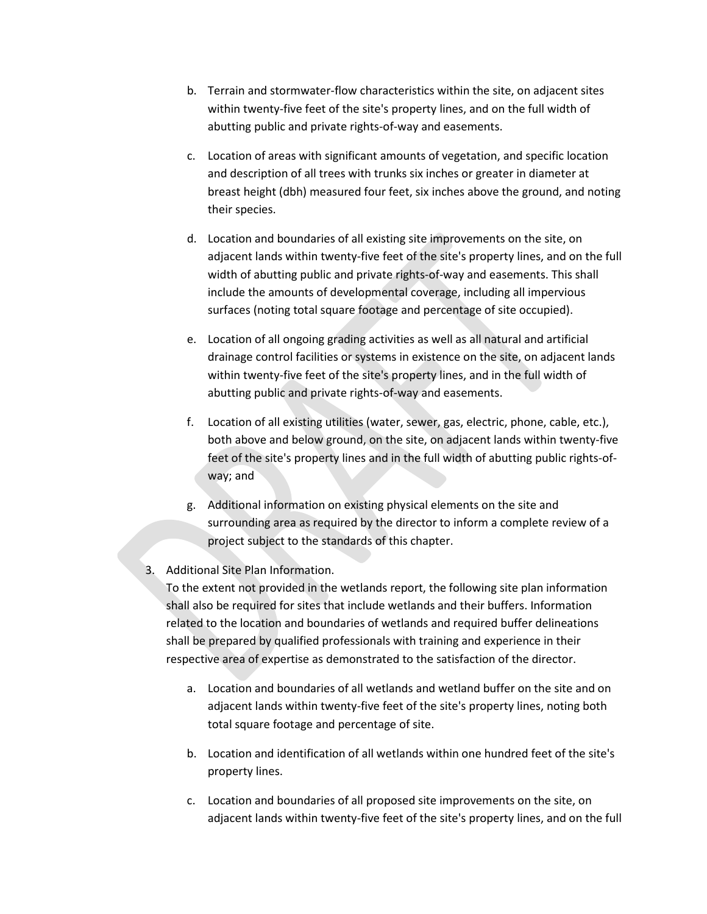b. Terrain and stormwater-flow characteristics within the site, on adjacent sites within twenty-five feet of the site's property lines, and on the full width of abutting public and private rights-of-way and easements.

c. Location of areas with significant amounts of vegetation, and specific location and description of all trees with trunks six inches or greater in diameter at breast height (dbh) measured four feet, six inches above the ground, and noting their species.

d. Location and boundaries of all existing site improvements on the site, on adjacent lands within twenty-five feet of the site's property lines, and on the full width of abutting public and private rights-of-way and easements. This shall include the amounts of developmental coverage, including all impervious surfaces (noting total square footage and percentage of site occupied).

e. Location of all ongoing grading activities as well as all natural and artificial drainage control facilities or systems in existence on the site, on adjacent lands within twenty-five feet of the site's property lines, and in the full width of abutting public and private rights-of-way and easements.

f. Location of all existing utilities (water, sewer, gas, electric, phone, cable, etc.), both above and below ground, on the site, on adjacent lands within twenty-five feet of the site's property lines and in the full width of abutting public rights-of-way; and

g. Additional information on existing physical elements on the site and surrounding area as required by the director to inform a complete review of a project subject to the standards of this chapter.

3. Additional Site Plan Information.
To the extent not provided in the wetlands report, the following site plan information shall also be required for sites that include wetlands and their buffers. Information related to the location and boundaries of wetlands and required buffer delineations shall be prepared by qualified professionals with training and experience in their respective area of expertise as demonstrated to the satisfaction of the director.

   a. Location and boundaries of all wetlands and wetland buffer on the site and on adjacent lands within twenty-five feet of the site's property lines, noting both total square footage and percentage of site.

   b. Location and identification of all wetlands within one hundred feet of the site's property lines.

   c. Location and boundaries of all proposed site improvements on the site, on adjacent lands within twenty-five feet of the site's property lines, and on the full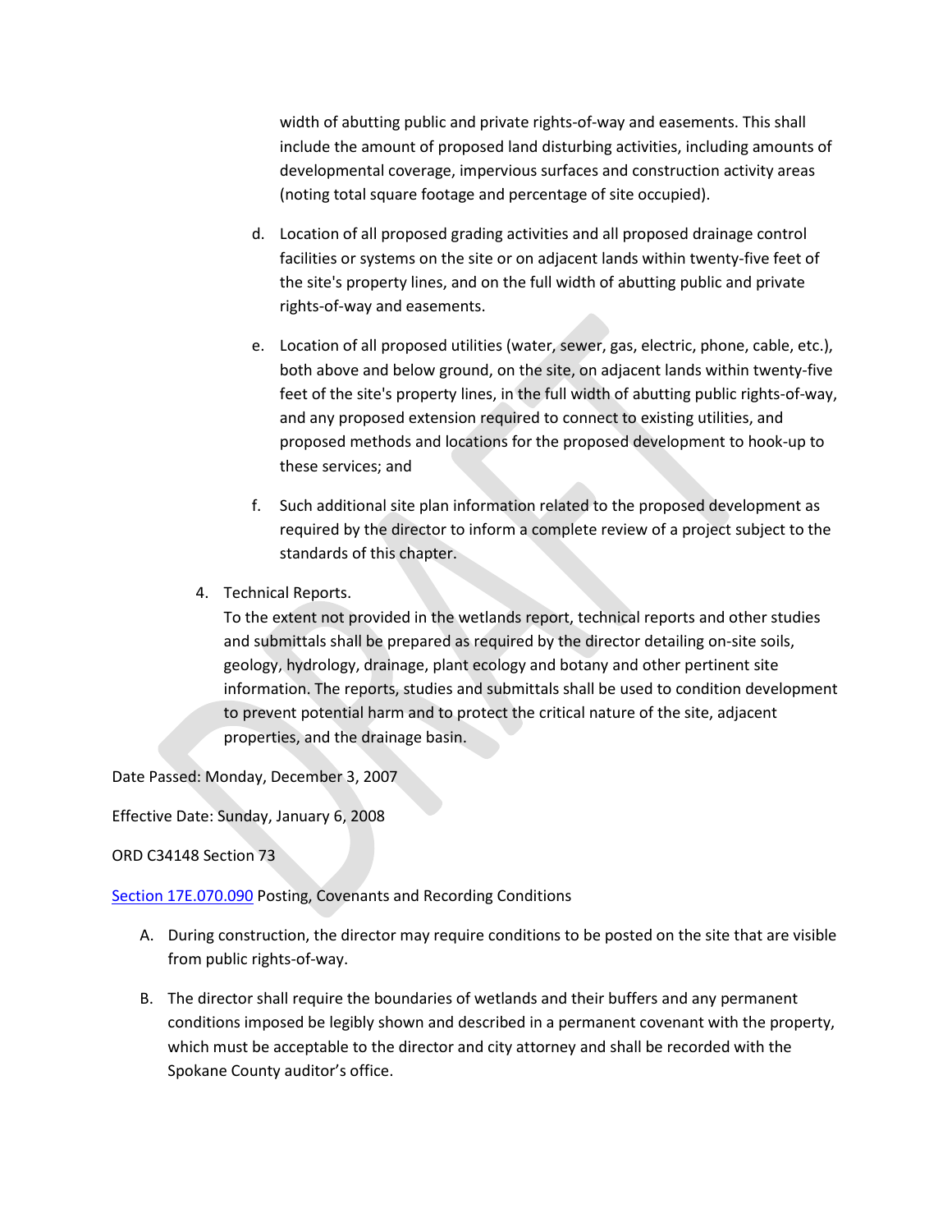width of abutting public and private rights-of-way and easements. This shall include the amount of proposed land disturbing activities, including amounts of developmental coverage, impervious surfaces and construction activity areas (noting total square footage and percentage of site occupied).

   d. Location of all proposed grading activities and all proposed drainage control facilities or systems on the site or on adjacent lands within twenty-five feet of the site's property lines, and on the full width of abutting public and private rights-of-way and easements.

   e. Location of all proposed utilities (water, sewer, gas, electric, phone, cable, etc.), both above and below ground, on the site, on adjacent lands within twenty-five feet of the site's property lines, in the full width of abutting public rights-of-way, and any proposed extension required to connect to existing utilities, and proposed methods and locations for the proposed development to hook-up to these services; and

   f. Such additional site plan information related to the proposed development as required by the director to inform a complete review of a project subject to the standards of this chapter.

4. Technical Reports.
   To the extent not provided in the wetlands report, technical reports and other studies and submittals shall be prepared as required by the director detailing on-site soils, geology, hydrology, drainage, plant ecology and botany and other pertinent site information. The reports, studies and submittals shall be used to condition development to prevent potential harm and to protect the critical nature of the site, adjacent properties, and the drainage basin.

Date Passed: Monday, December 3, 2007

Effective Date: Sunday, January 6, 2008

ORD C34148 Section 73

Section 17E.070.090 Posting, Covenants and Recording Conditions

A. During construction, the director may require conditions to be posted on the site that are visible from public rights-of-way.

B. The director shall require the boundaries of wetlands and their buffers and any permanent conditions imposed be legibly shown and described in a permanent covenant with the property, which must be acceptable to the director and city attorney and shall be recorded with the Spokane County auditor's office.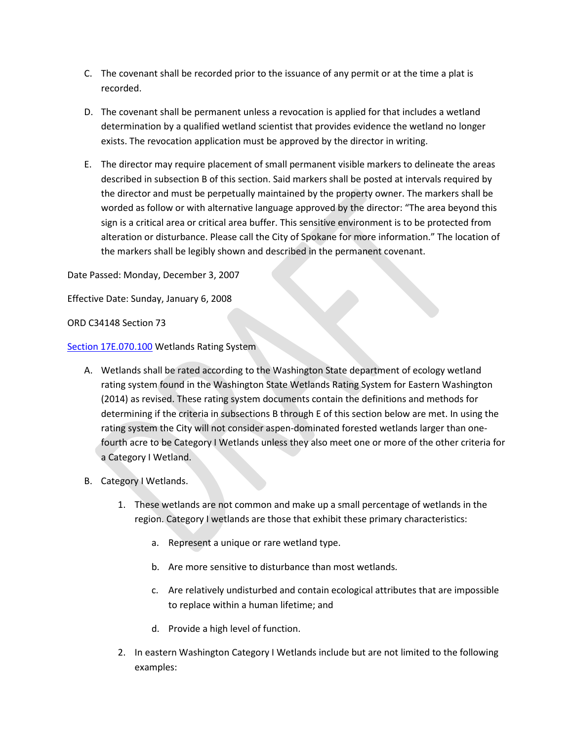C. The covenant shall be recorded prior to the issuance of any permit or at the time a plat is recorded.

D. The covenant shall be permanent unless a revocation is applied for that includes a wetland determination by a qualified wetland scientist that provides evidence the wetland no longer exists. The revocation application must be approved by the director in writing.

E. The director may require placement of small permanent visible markers to delineate the areas described in subsection B of this section. Said markers shall be posted at intervals required by the director and must be perpetually maintained by the property owner. The markers shall be worded as follow or with alternative language approved by the director: "The area beyond this sign is a critical area or critical area buffer. This sensitive environment is to be protected from alteration or disturbance. Please call the City of Spokane for more information." The location of the markers shall be legibly shown and described in the permanent covenant.

Date Passed: Monday, December 3, 2007

Effective Date: Sunday, January 6, 2008

ORD C34148 Section 73

[Section 17E.070.100](#) Wetlands Rating System

A. Wetlands shall be rated according to the Washington State department of ecology wetland rating system found in the Washington State Wetlands Rating System for Eastern Washington (2014) as revised. These rating system documents contain the definitions and methods for determining if the criteria in subsections B through E of this section below are met. In using the rating system the City will not consider aspen-dominated forested wetlands larger than one-fourth acre to be Category I Wetlands unless they also meet one or more of the other criteria for a Category I Wetland.

B. Category I Wetlands.

   1. These wetlands are not common and make up a small percentage of wetlands in the region. Category I wetlands are those that exhibit these primary characteristics:

      a. Represent a unique or rare wetland type.

      b. Are more sensitive to disturbance than most wetlands.

      c. Are relatively undisturbed and contain ecological attributes that are impossible to replace within a human lifetime; and

      d. Provide a high level of function.

   2. In eastern Washington Category I Wetlands include but are not limited to the following examples: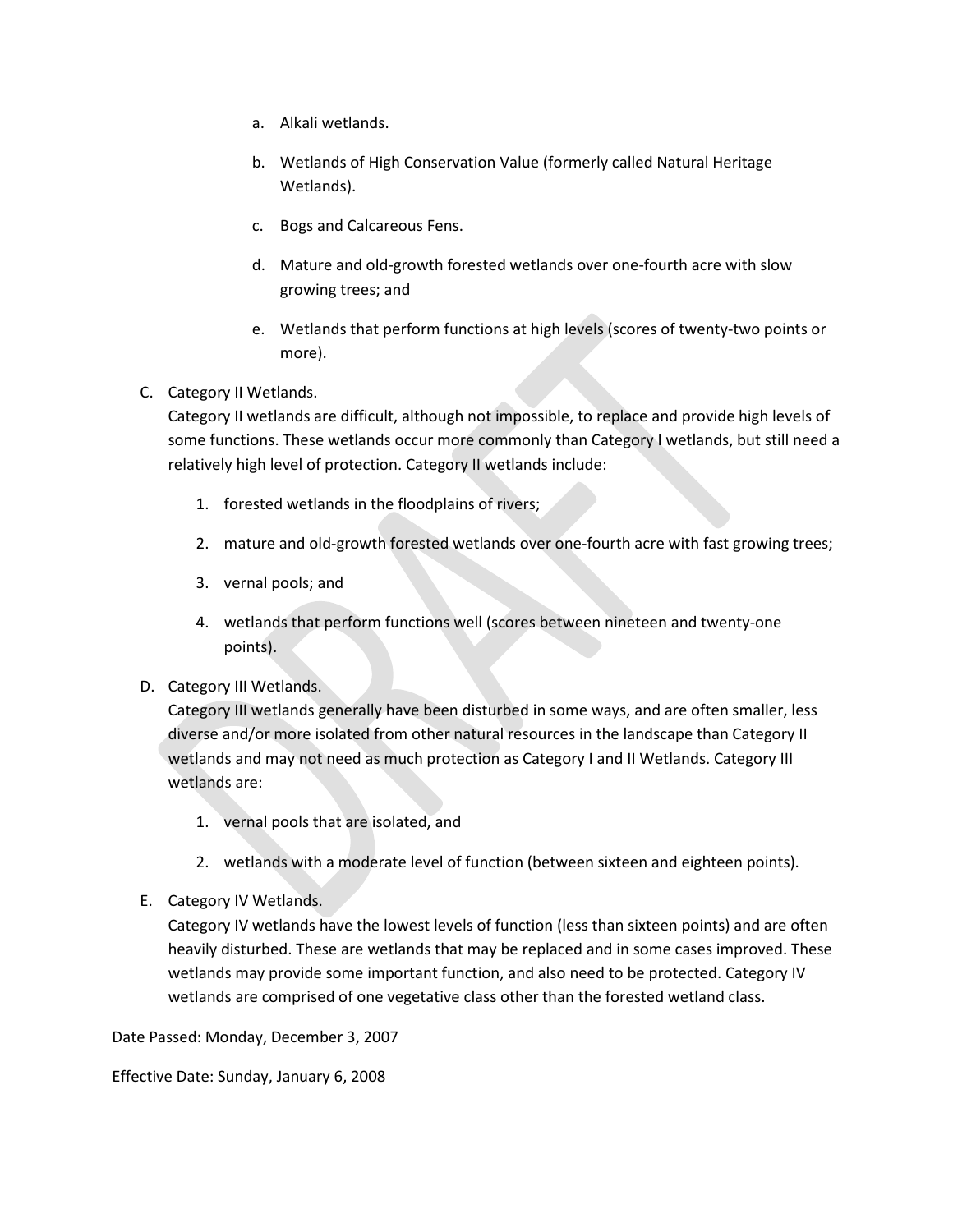a. Alkali wetlands.

b. Wetlands of High Conservation Value (formerly called Natural Heritage Wetlands).

c. Bogs and Calcareous Fens.

d. Mature and old-growth forested wetlands over one-fourth acre with slow growing trees; and

e. Wetlands that perform functions at high levels (scores of twenty-two points or more).

C. Category II Wetlands.
Category II wetlands are difficult, although not impossible, to replace and provide high levels of some functions. These wetlands occur more commonly than Category I wetlands, but still need a relatively high level of protection. Category II wetlands include:

1. forested wetlands in the floodplains of rivers;

2. mature and old-growth forested wetlands over one-fourth acre with fast growing trees;

3. vernal pools; and

4. wetlands that perform functions well (scores between nineteen and twenty-one points).

D. Category III Wetlands.
Category III wetlands generally have been disturbed in some ways, and are often smaller, less diverse and/or more isolated from other natural resources in the landscape than Category II wetlands and may not need as much protection as Category I and II Wetlands. Category III wetlands are:

1. vernal pools that are isolated, and

2. wetlands with a moderate level of function (between sixteen and eighteen points).

E. Category IV Wetlands.
Category IV wetlands have the lowest levels of function (less than sixteen points) and are often heavily disturbed. These are wetlands that may be replaced and in some cases improved. These wetlands may provide some important function, and also need to be protected. Category IV wetlands are comprised of one vegetative class other than the forested wetland class.

Date Passed: Monday, December 3, 2007

Effective Date: Sunday, January 6, 2008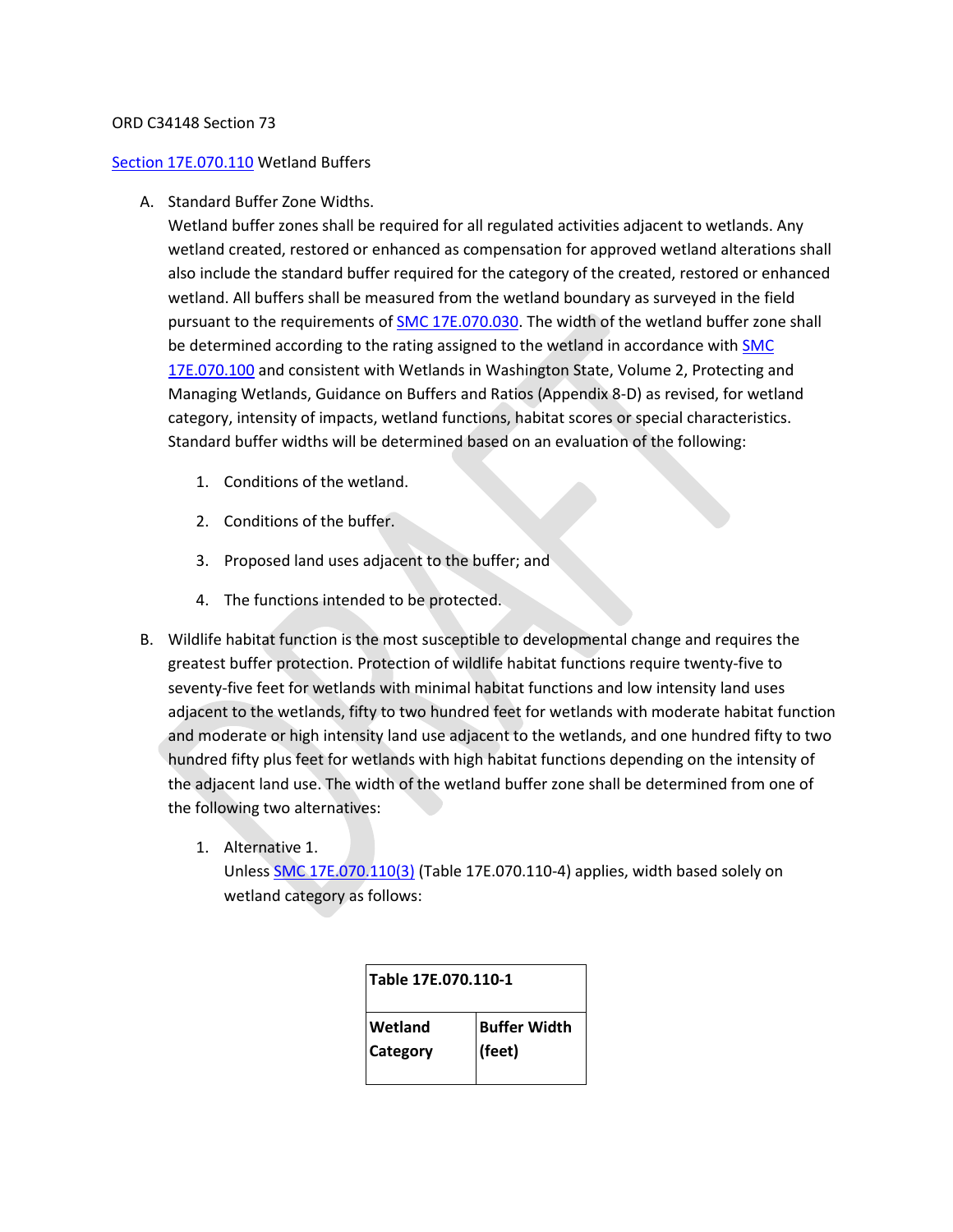ORD C34148 Section 73

[Section 17E.070.110](#) Wetland Buffers

A. Standard Buffer Zone Widths.
   Wetland buffer zones shall be required for all regulated activities adjacent to wetlands. Any wetland created, restored or enhanced as compensation for approved wetland alterations shall also include the standard buffer required for the category of the created, restored or enhanced wetland. All buffers shall be measured from the wetland boundary as surveyed in the field pursuant to the requirements of [SMC 17E.070.030](#). The width of the wetland buffer zone shall be determined according to the rating assigned to the wetland in accordance with [SMC 17E.070.100](#) and consistent with Wetlands in Washington State, Volume 2, Protecting and Managing Wetlands, Guidance on Buffers and Ratios (Appendix 8-D) as revised, for wetland category, intensity of impacts, wetland functions, habitat scores or special characteristics. Standard buffer widths will be determined based on an evaluation of the following:

   1. Conditions of the wetland.

   2. Conditions of the buffer.

   3. Proposed land uses adjacent to the buffer; and

   4. The functions intended to be protected.

B. Wildlife habitat function is the most susceptible to developmental change and requires the greatest buffer protection. Protection of wildlife habitat functions require twenty-five to seventy-five feet for wetlands with minimal habitat functions and low intensity land uses adjacent to the wetlands, fifty to two hundred feet for wetlands with moderate habitat function and moderate or high intensity land use adjacent to the wetlands, and one hundred fifty to two hundred fifty plus feet for wetlands with high habitat functions depending on the intensity of the adjacent land use. The width of the wetland buffer zone shall be determined from one of the following two alternatives:

   1. Alternative 1.
      Unless [SMC 17E.070.110(3)](#) (Table 17E.070.110-4) applies, width based solely on wetland category as follows:

| Table 17E.070.110-1 | |
|---|---|
| **Wetland Category** | **Buffer Width (feet)** |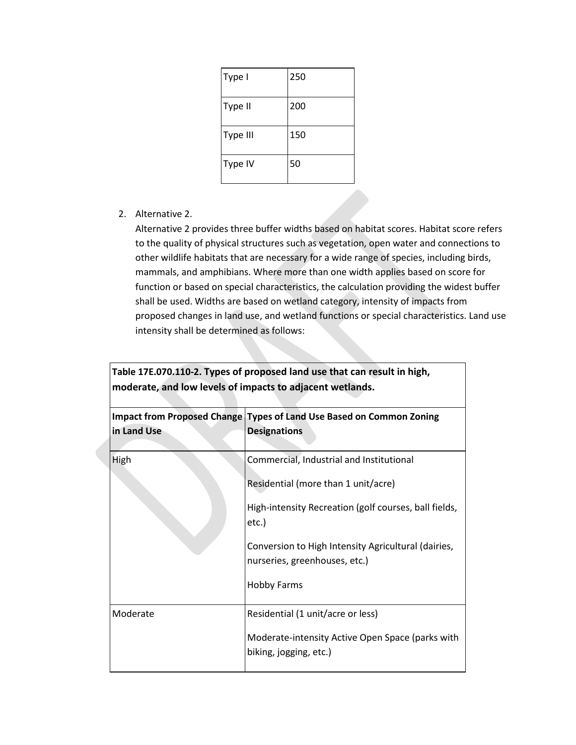| Type I | 250 |
|---|---|
| Type II | 200 |
| Type III | 150 |
| Type IV | 50 |

2. Alternative 2.
   Alternative 2 provides three buffer widths based on habitat scores. Habitat score refers to the quality of physical structures such as vegetation, open water and connections to other wildlife habitats that are necessary for a wide range of species, including birds, mammals, and amphibians. Where more than one width applies based on score for function or based on special characteristics, the calculation providing the widest buffer shall be used. Widths are based on wetland category, intensity of impacts from proposed changes in land use, and wetland functions or special characteristics. Land use intensity shall be determined as follows:

**Table 17E.070.110-2. Types of proposed land use that can result in high, moderate, and low levels of impacts to adjacent wetlands.**

| Impact from Proposed Change in Land Use | Types of Land Use Based on Common Zoning Designations |
|---|---|
| High | Commercial, Industrial and Institutional<br><br>Residential (more than 1 unit/acre)<br><br>High-intensity Recreation (golf courses, ball fields, etc.)<br><br>Conversion to High Intensity Agricultural (dairies, nurseries, greenhouses, etc.)<br><br>Hobby Farms |
| Moderate | Residential (1 unit/acre or less)<br><br>Moderate-intensity Active Open Space (parks with biking, jogging, etc.) |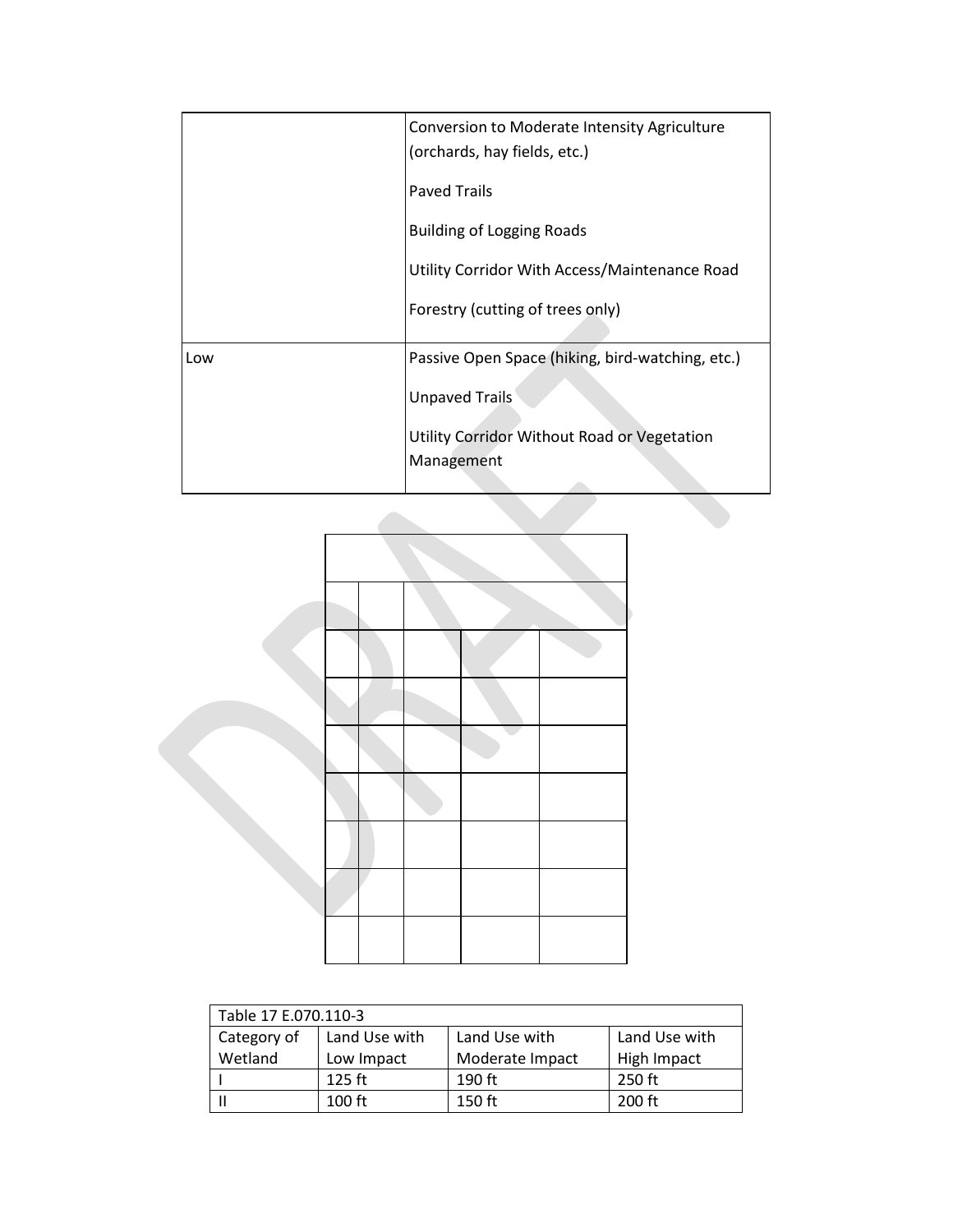| | |
|---|---|
| | Conversion to Moderate Intensity Agriculture (orchards, hay fields, etc.)<br><br>Paved Trails<br><br>Building of Logging Roads<br><br>Utility Corridor With Access/Maintenance Road<br><br>Forestry (cutting of trees only) |
| Low | Passive Open Space (hiking, bird-watching, etc.)<br><br>Unpaved Trails<br><br>Utility Corridor Without Road or Vegetation Management |

| Table 17 E.070.110-3 | | | |
|---|---|---|---|
| Category of Wetland | Land Use with Low Impact | Land Use with Moderate Impact | Land Use with High Impact |
| I | 125 ft | 190 ft | 250 ft |
| II | 100 ft | 150 ft | 200 ft |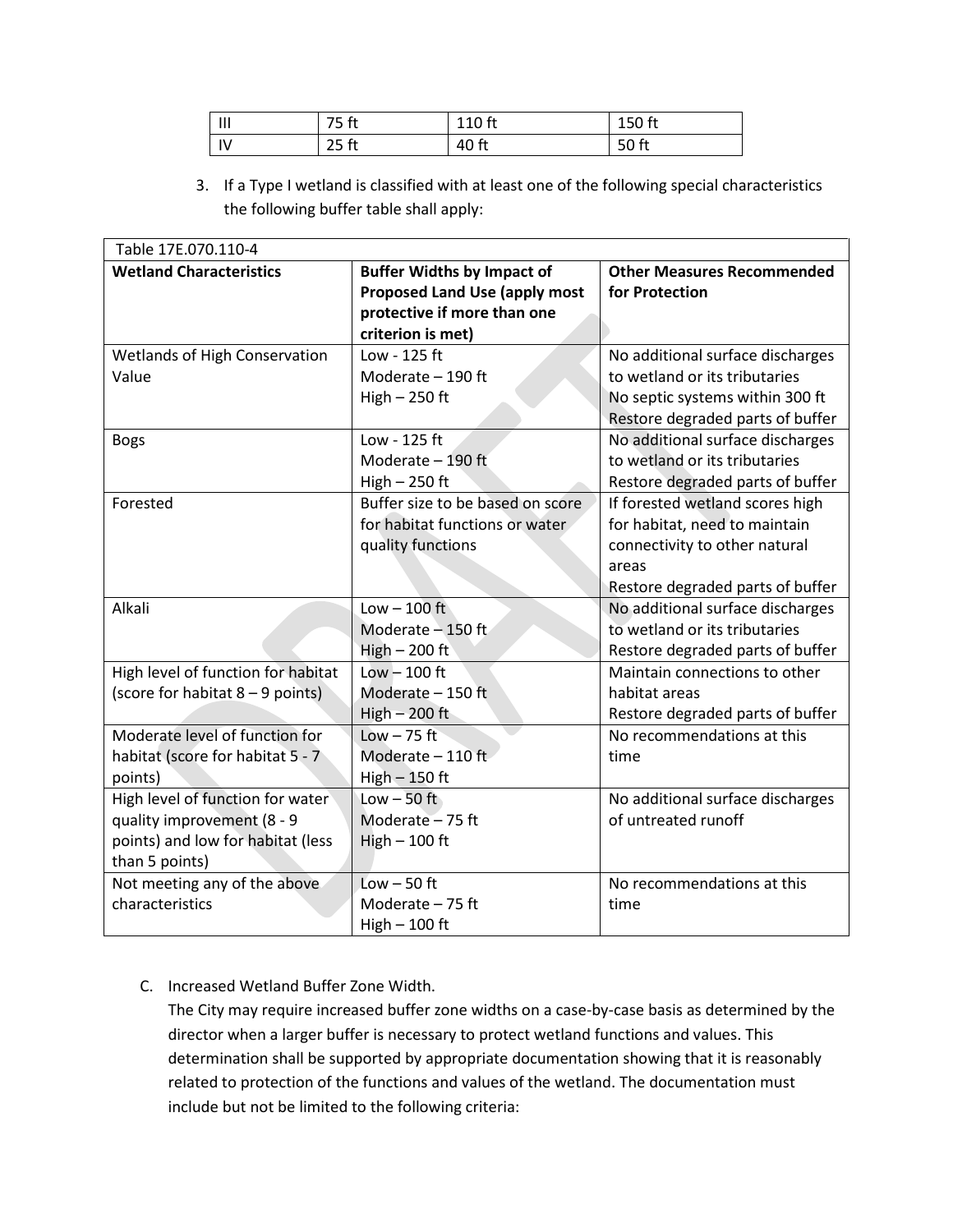| III | 75 ft | 110 ft | 150 ft |
|---|---|---|---|
| IV | 25 ft | 40 ft | 50 ft |

3. If a Type I wetland is classified with at least one of the following special characteristics the following buffer table shall apply:

| Table 17E.070.110-4 | | |
|---|---|---|
| **Wetland Characteristics** | **Buffer Widths by Impact of Proposed Land Use (apply most protective if more than one criterion is met)** | **Other Measures Recommended for Protection** |
| Wetlands of High Conservation Value | Low - 125 ft<br>Moderate – 190 ft<br>High – 250 ft | No additional surface discharges to wetland or its tributaries<br>No septic systems within 300 ft<br>Restore degraded parts of buffer |
| Bogs | Low - 125 ft<br>Moderate – 190 ft<br>High – 250 ft | No additional surface discharges to wetland or its tributaries<br>Restore degraded parts of buffer |
| Forested | Buffer size to be based on score for habitat functions or water quality functions | If forested wetland scores high for habitat, need to maintain connectivity to other natural areas<br>Restore degraded parts of buffer |
| Alkali | Low – 100 ft<br>Moderate – 150 ft<br>High – 200 ft | No additional surface discharges to wetland or its tributaries<br>Restore degraded parts of buffer |
| High level of function for habitat (score for habitat 8 – 9 points) | Low – 100 ft<br>Moderate – 150 ft<br>High – 200 ft | Maintain connections to other habitat areas<br>Restore degraded parts of buffer |
| Moderate level of function for habitat (score for habitat 5 - 7 points) | Low – 75 ft<br>Moderate – 110 ft<br>High – 150 ft | No recommendations at this time |
| High level of function for water quality improvement (8 - 9 points) and low for habitat (less than 5 points) | Low – 50 ft<br>Moderate – 75 ft<br>High – 100 ft | No additional surface discharges of untreated runoff |
| Not meeting any of the above characteristics | Low – 50 ft<br>Moderate – 75 ft<br>High – 100 ft | No recommendations at this time |

C. Increased Wetland Buffer Zone Width.
The City may require increased buffer zone widths on a case-by-case basis as determined by the director when a larger buffer is necessary to protect wetland functions and values. This determination shall be supported by appropriate documentation showing that it is reasonably related to protection of the functions and values of the wetland. The documentation must include but not be limited to the following criteria: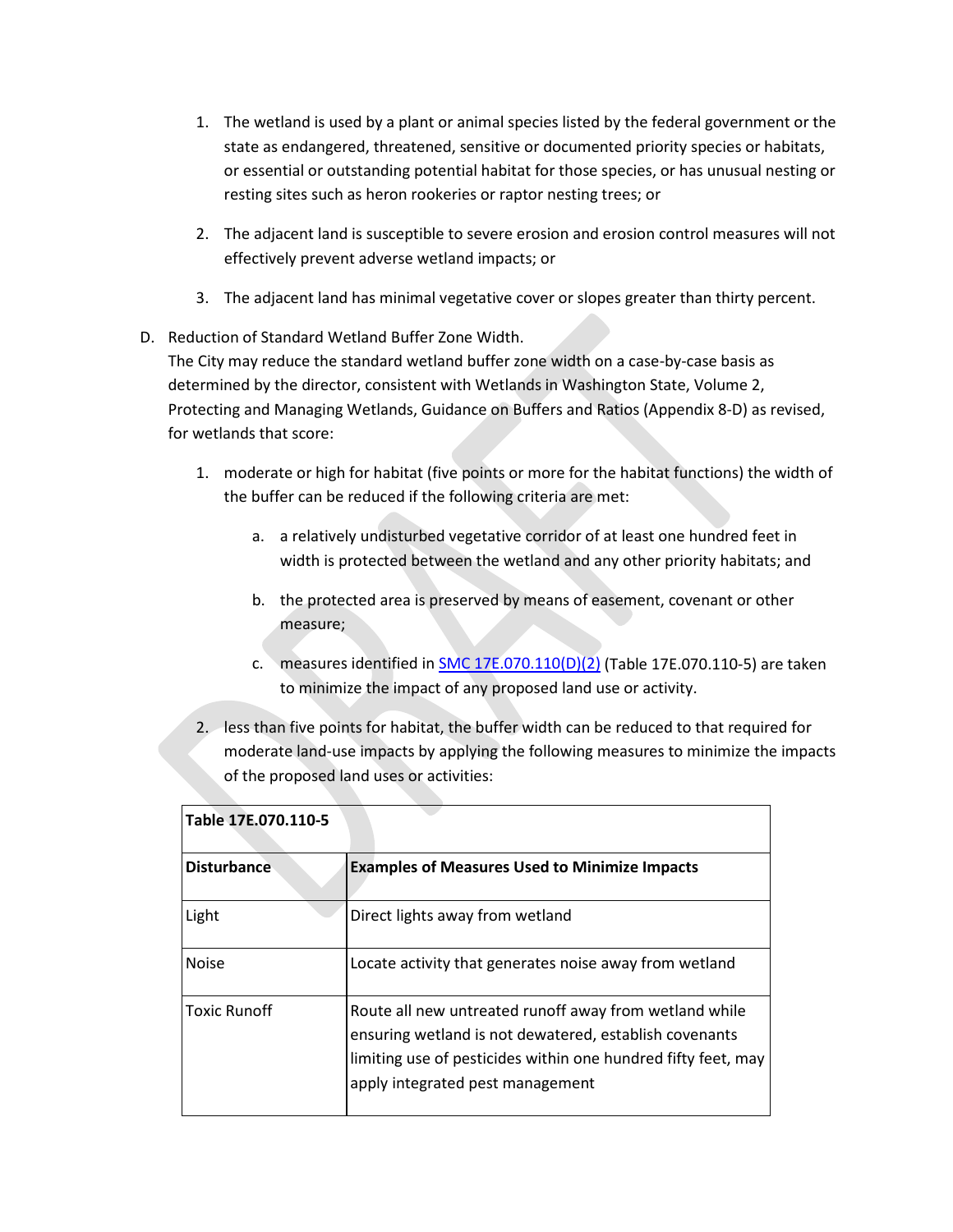1. The wetland is used by a plant or animal species listed by the federal government or the state as endangered, threatened, sensitive or documented priority species or habitats, or essential or outstanding potential habitat for those species, or has unusual nesting or resting sites such as heron rookeries or raptor nesting trees; or

2. The adjacent land is susceptible to severe erosion and erosion control measures will not effectively prevent adverse wetland impacts; or

3. The adjacent land has minimal vegetative cover or slopes greater than thirty percent.

D. Reduction of Standard Wetland Buffer Zone Width.
The City may reduce the standard wetland buffer zone width on a case-by-case basis as determined by the director, consistent with Wetlands in Washington State, Volume 2, Protecting and Managing Wetlands, Guidance on Buffers and Ratios (Appendix 8-D) as revised, for wetlands that score:

   1. moderate or high for habitat (five points or more for the habitat functions) the width of the buffer can be reduced if the following criteria are met:

      a. a relatively undisturbed vegetative corridor of at least one hundred feet in width is protected between the wetland and any other priority habitats; and

      b. the protected area is preserved by means of easement, covenant or other measure;

      c. measures identified in SMC 17E.070.110(D)(2) (Table 17E.070.110-5) are taken to minimize the impact of any proposed land use or activity.

   2. less than five points for habitat, the buffer width can be reduced to that required for moderate land-use impacts by applying the following measures to minimize the impacts of the proposed land uses or activities:

| **Table 17E.070.110-5** | |
|---|---|
| **Disturbance** | **Examples of Measures Used to Minimize Impacts** |
| Light | Direct lights away from wetland |
| Noise | Locate activity that generates noise away from wetland |
| Toxic Runoff | Route all new untreated runoff away from wetland while ensuring wetland is not dewatered, establish covenants limiting use of pesticides within one hundred fifty feet, may apply integrated pest management |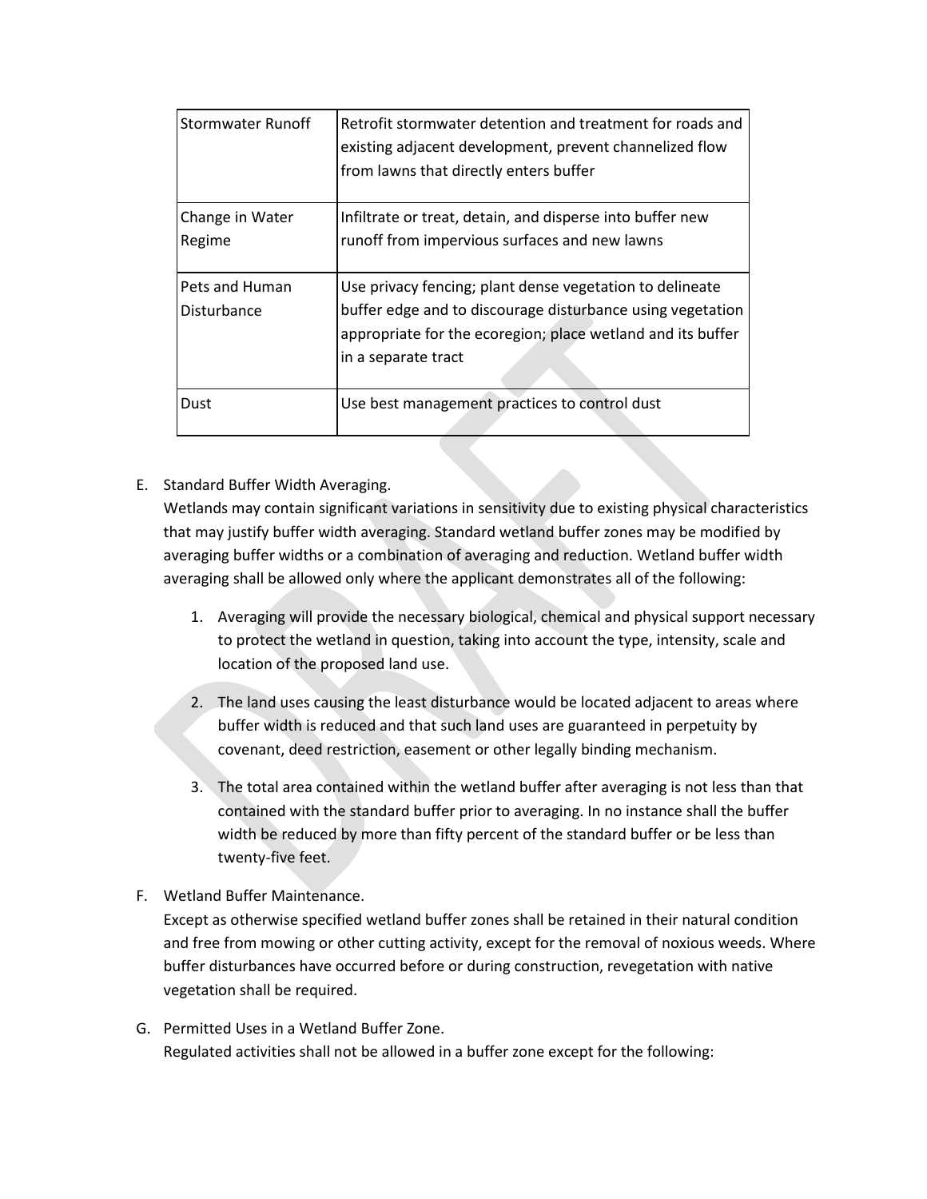| Stormwater Runoff | Retrofit stormwater detention and treatment for roads and existing adjacent development, prevent channelized flow from lawns that directly enters buffer |
|---|---|
| Change in Water Regime | Infiltrate or treat, detain, and disperse into buffer new runoff from impervious surfaces and new lawns |
| Pets and Human Disturbance | Use privacy fencing; plant dense vegetation to delineate buffer edge and to discourage disturbance using vegetation appropriate for the ecoregion; place wetland and its buffer in a separate tract |
| Dust | Use best management practices to control dust |

E. Standard Buffer Width Averaging.
Wetlands may contain significant variations in sensitivity due to existing physical characteristics that may justify buffer width averaging. Standard wetland buffer zones may be modified by averaging buffer widths or a combination of averaging and reduction. Wetland buffer width averaging shall be allowed only where the applicant demonstrates all of the following:

1. Averaging will provide the necessary biological, chemical and physical support necessary to protect the wetland in question, taking into account the type, intensity, scale and location of the proposed land use.

2. The land uses causing the least disturbance would be located adjacent to areas where buffer width is reduced and that such land uses are guaranteed in perpetuity by covenant, deed restriction, easement or other legally binding mechanism.

3. The total area contained within the wetland buffer after averaging is not less than that contained with the standard buffer prior to averaging. In no instance shall the buffer width be reduced by more than fifty percent of the standard buffer or be less than twenty-five feet.

F. Wetland Buffer Maintenance.
Except as otherwise specified wetland buffer zones shall be retained in their natural condition and free from mowing or other cutting activity, except for the removal of noxious weeds. Where buffer disturbances have occurred before or during construction, revegetation with native vegetation shall be required.

G. Permitted Uses in a Wetland Buffer Zone.
Regulated activities shall not be allowed in a buffer zone except for the following: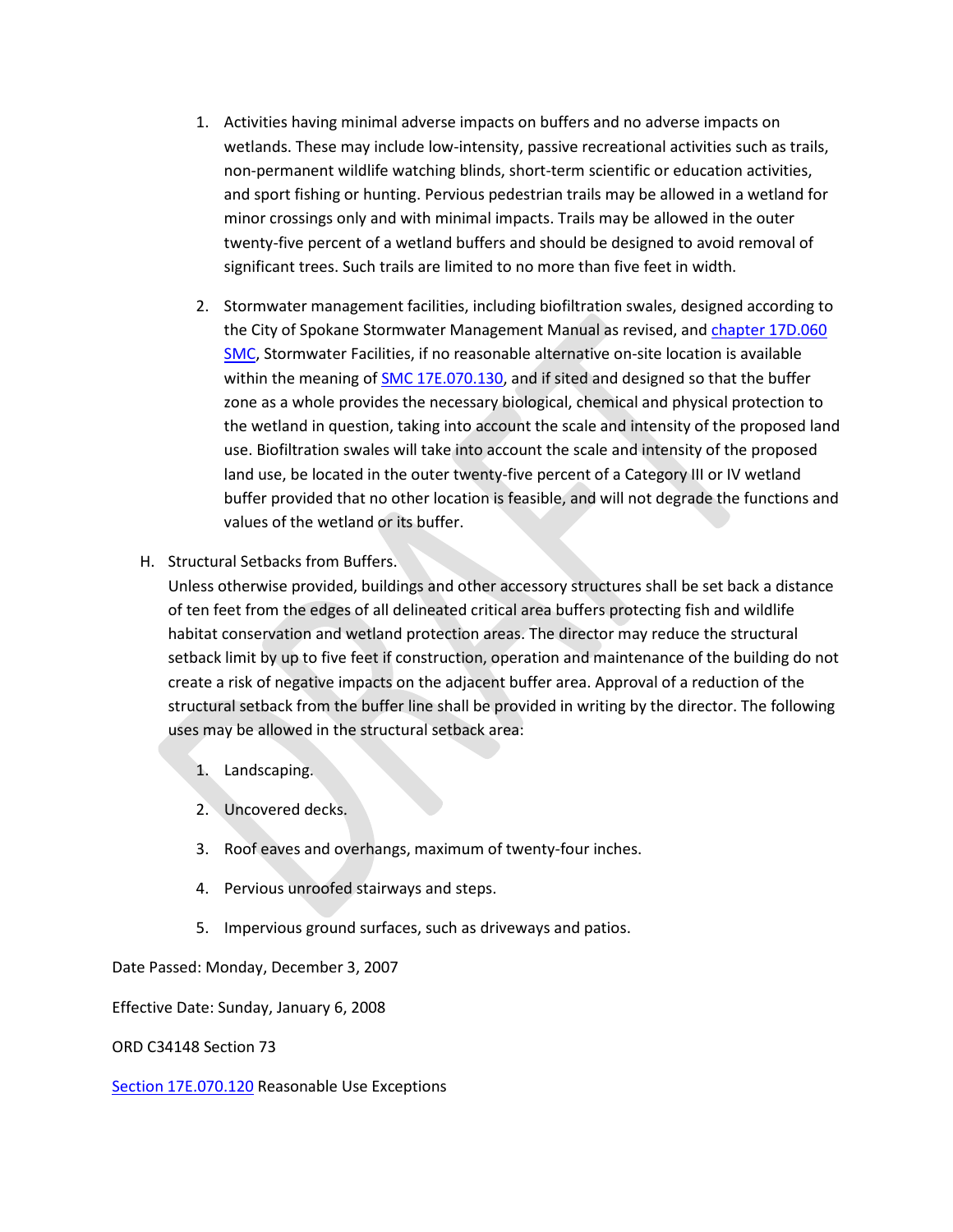1. Activities having minimal adverse impacts on buffers and no adverse impacts on wetlands. These may include low-intensity, passive recreational activities such as trails, non-permanent wildlife watching blinds, short-term scientific or education activities, and sport fishing or hunting. Pervious pedestrian trails may be allowed in a wetland for minor crossings only and with minimal impacts. Trails may be allowed in the outer twenty-five percent of a wetland buffers and should be designed to avoid removal of significant trees. Such trails are limited to no more than five feet in width.

2. Stormwater management facilities, including biofiltration swales, designed according to the City of Spokane Stormwater Management Manual as revised, and chapter 17D.060 SMC, Stormwater Facilities, if no reasonable alternative on-site location is available within the meaning of SMC 17E.070.130, and if sited and designed so that the buffer zone as a whole provides the necessary biological, chemical and physical protection to the wetland in question, taking into account the scale and intensity of the proposed land use. Biofiltration swales will take into account the scale and intensity of the proposed land use, be located in the outer twenty-five percent of a Category III or IV wetland buffer provided that no other location is feasible, and will not degrade the functions and values of the wetland or its buffer.

H. Structural Setbacks from Buffers.

Unless otherwise provided, buildings and other accessory structures shall be set back a distance of ten feet from the edges of all delineated critical area buffers protecting fish and wildlife habitat conservation and wetland protection areas. The director may reduce the structural setback limit by up to five feet if construction, operation and maintenance of the building do not create a risk of negative impacts on the adjacent buffer area. Approval of a reduction of the structural setback from the buffer line shall be provided in writing by the director. The following uses may be allowed in the structural setback area:

1. Landscaping.

2. Uncovered decks.

3. Roof eaves and overhangs, maximum of twenty-four inches.

4. Pervious unroofed stairways and steps.

5. Impervious ground surfaces, such as driveways and patios.

Date Passed: Monday, December 3, 2007

Effective Date: Sunday, January 6, 2008

ORD C34148 Section 73

Section 17E.070.120 Reasonable Use Exceptions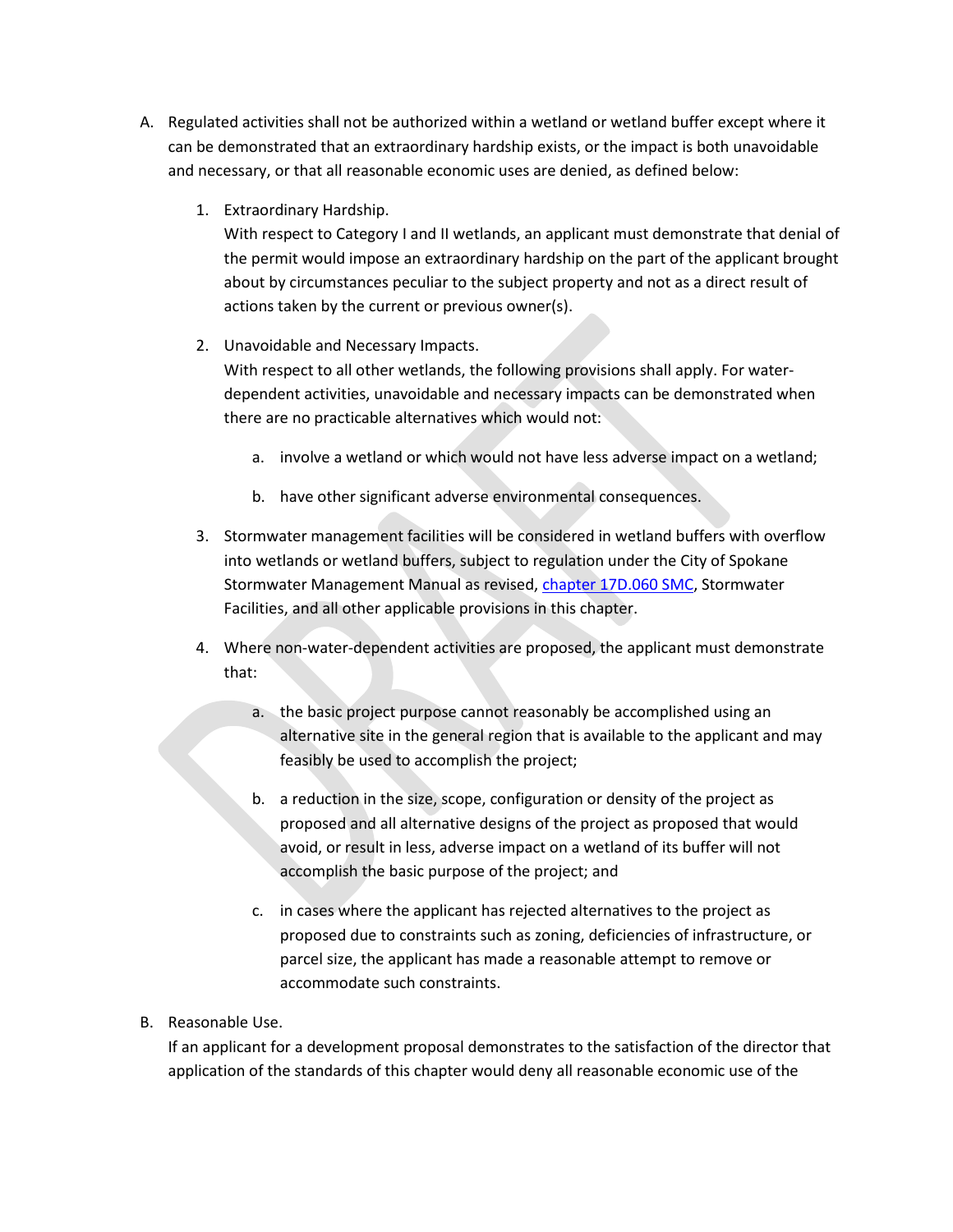A. Regulated activities shall not be authorized within a wetland or wetland buffer except where it can be demonstrated that an extraordinary hardship exists, or the impact is both unavoidable and necessary, or that all reasonable economic uses are denied, as defined below:

   1. Extraordinary Hardship.
      With respect to Category I and II wetlands, an applicant must demonstrate that denial of the permit would impose an extraordinary hardship on the part of the applicant brought about by circumstances peculiar to the subject property and not as a direct result of actions taken by the current or previous owner(s).

   2. Unavoidable and Necessary Impacts.
      With respect to all other wetlands, the following provisions shall apply. For water-dependent activities, unavoidable and necessary impacts can be demonstrated when there are no practicable alternatives which would not:

      a. involve a wetland or which would not have less adverse impact on a wetland;

      b. have other significant adverse environmental consequences.

   3. Stormwater management facilities will be considered in wetland buffers with overflow into wetlands or wetland buffers, subject to regulation under the City of Spokane Stormwater Management Manual as revised, [chapter 17D.060 SMC](), Stormwater Facilities, and all other applicable provisions in this chapter.

   4. Where non-water-dependent activities are proposed, the applicant must demonstrate that:

      a. the basic project purpose cannot reasonably be accomplished using an alternative site in the general region that is available to the applicant and may feasibly be used to accomplish the project;

      b. a reduction in the size, scope, configuration or density of the project as proposed and all alternative designs of the project as proposed that would avoid, or result in less, adverse impact on a wetland of its buffer will not accomplish the basic purpose of the project; and

      c. in cases where the applicant has rejected alternatives to the project as proposed due to constraints such as zoning, deficiencies of infrastructure, or parcel size, the applicant has made a reasonable attempt to remove or accommodate such constraints.

B. Reasonable Use.
   If an applicant for a development proposal demonstrates to the satisfaction of the director that application of the standards of this chapter would deny all reasonable economic use of the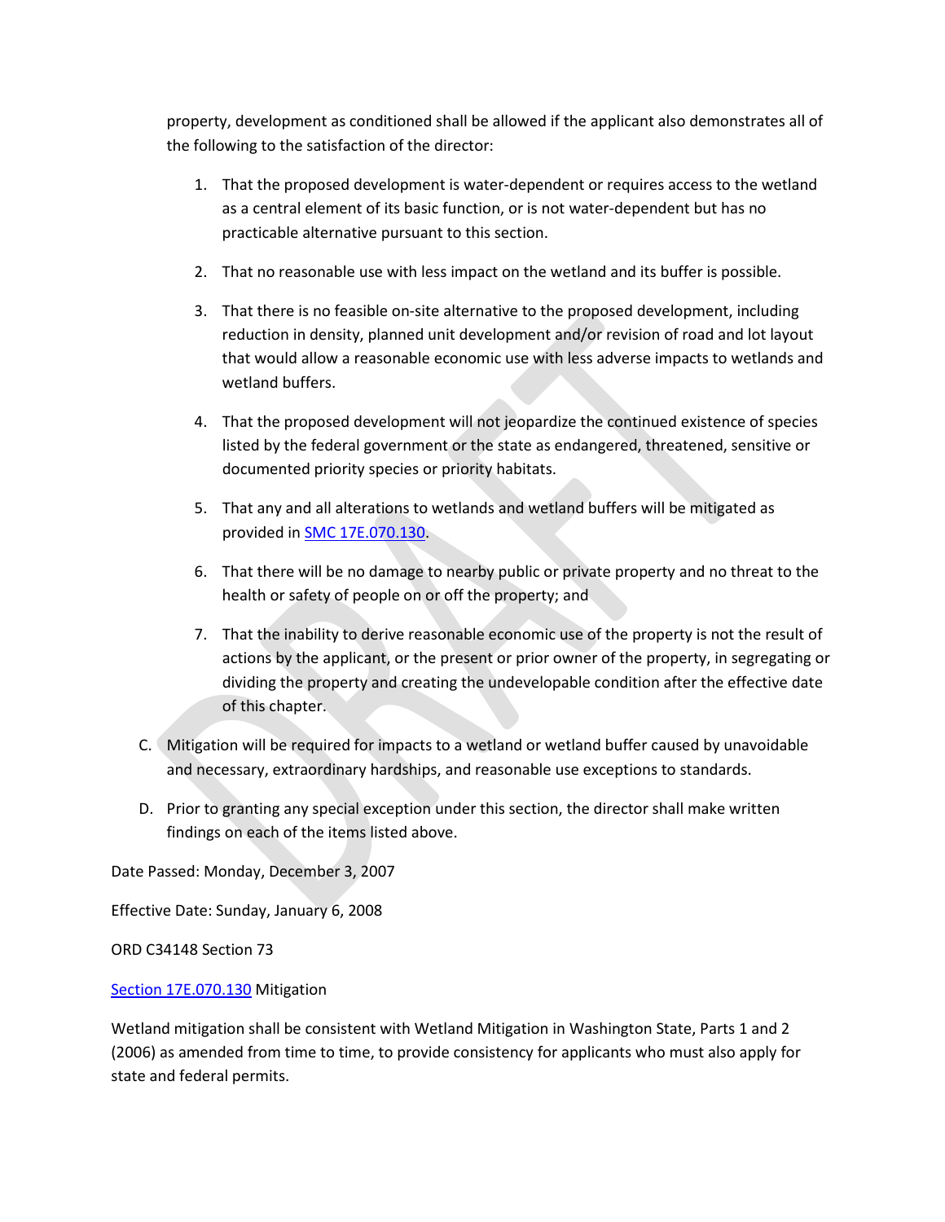property, development as conditioned shall be allowed if the applicant also demonstrates all of the following to the satisfaction of the director:

1. That the proposed development is water-dependent or requires access to the wetland as a central element of its basic function, or is not water-dependent but has no practicable alternative pursuant to this section.
2. That no reasonable use with less impact on the wetland and its buffer is possible.
3. That there is no feasible on-site alternative to the proposed development, including reduction in density, planned unit development and/or revision of road and lot layout that would allow a reasonable economic use with less adverse impacts to wetlands and wetland buffers.
4. That the proposed development will not jeopardize the continued existence of species listed by the federal government or the state as endangered, threatened, sensitive or documented priority species or priority habitats.
5. That any and all alterations to wetlands and wetland buffers will be mitigated as provided in SMC 17E.070.130.
6. That there will be no damage to nearby public or private property and no threat to the health or safety of people on or off the property; and
7. That the inability to derive reasonable economic use of the property is not the result of actions by the applicant, or the present or prior owner of the property, in segregating or dividing the property and creating the undevelopable condition after the effective date of this chapter.

C. Mitigation will be required for impacts to a wetland or wetland buffer caused by unavoidable and necessary, extraordinary hardships, and reasonable use exceptions to standards.

D. Prior to granting any special exception under this section, the director shall make written findings on each of the items listed above.

Date Passed: Monday, December 3, 2007

Effective Date: Sunday, January 6, 2008

ORD C34148 Section 73

Section 17E.070.130 Mitigation

Wetland mitigation shall be consistent with Wetland Mitigation in Washington State, Parts 1 and 2 (2006) as amended from time to time, to provide consistency for applicants who must also apply for state and federal permits.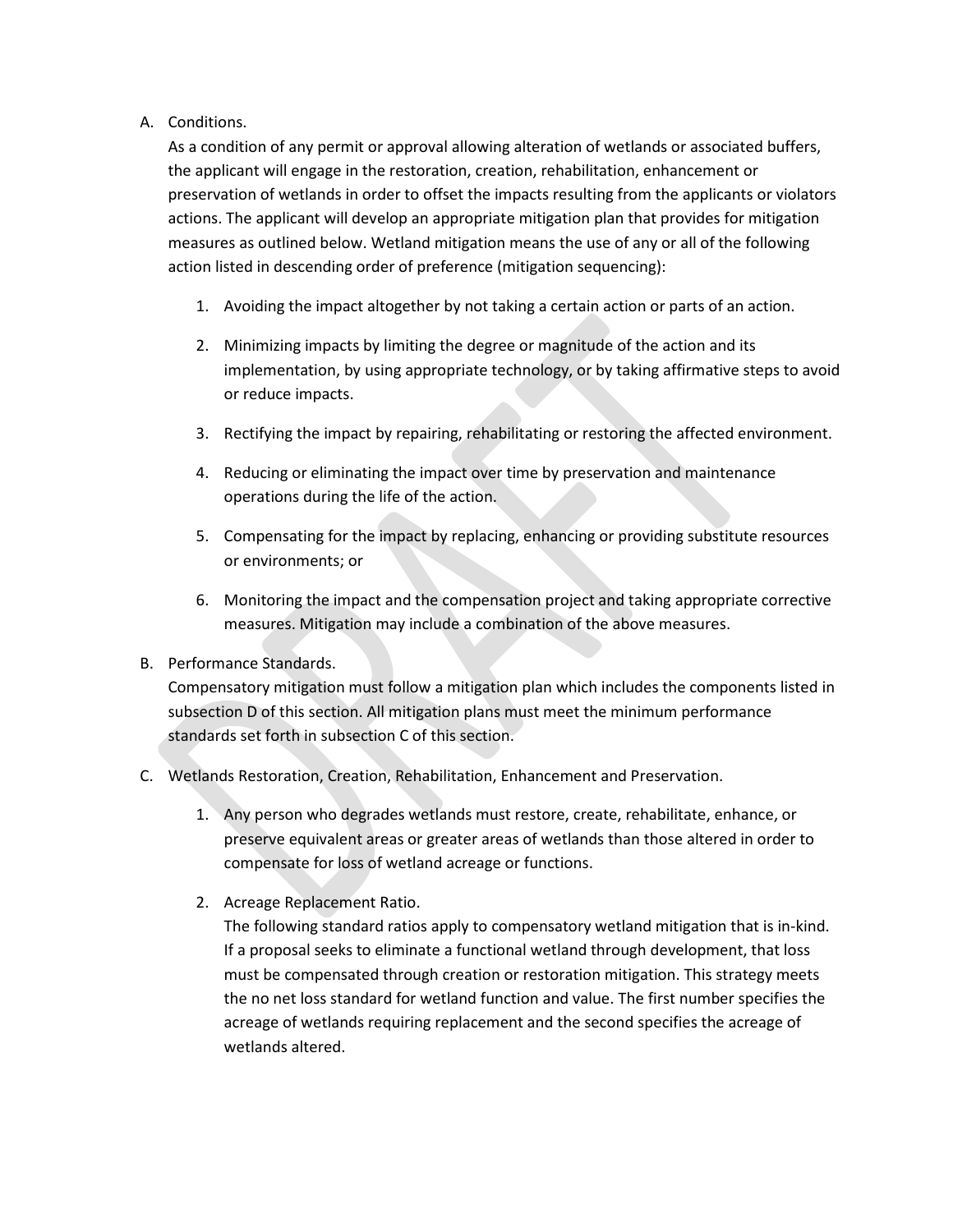A. Conditions.
   As a condition of any permit or approval allowing alteration of wetlands or associated buffers, the applicant will engage in the restoration, creation, rehabilitation, enhancement or preservation of wetlands in order to offset the impacts resulting from the applicants or violators actions. The applicant will develop an appropriate mitigation plan that provides for mitigation measures as outlined below. Wetland mitigation means the use of any or all of the following action listed in descending order of preference (mitigation sequencing):

   1. Avoiding the impact altogether by not taking a certain action or parts of an action.

   2. Minimizing impacts by limiting the degree or magnitude of the action and its implementation, by using appropriate technology, or by taking affirmative steps to avoid or reduce impacts.

   3. Rectifying the impact by repairing, rehabilitating or restoring the affected environment.

   4. Reducing or eliminating the impact over time by preservation and maintenance operations during the life of the action.

   5. Compensating for the impact by replacing, enhancing or providing substitute resources or environments; or

   6. Monitoring the impact and the compensation project and taking appropriate corrective measures. Mitigation may include a combination of the above measures.

B. Performance Standards.
   Compensatory mitigation must follow a mitigation plan which includes the components listed in subsection D of this section. All mitigation plans must meet the minimum performance standards set forth in subsection C of this section.

C. Wetlands Restoration, Creation, Rehabilitation, Enhancement and Preservation.

   1. Any person who degrades wetlands must restore, create, rehabilitate, enhance, or preserve equivalent areas or greater areas of wetlands than those altered in order to compensate for loss of wetland acreage or functions.

   2. Acreage Replacement Ratio.
      The following standard ratios apply to compensatory wetland mitigation that is in-kind. If a proposal seeks to eliminate a functional wetland through development, that loss must be compensated through creation or restoration mitigation. This strategy meets the no net loss standard for wetland function and value. The first number specifies the acreage of wetlands requiring replacement and the second specifies the acreage of wetlands altered.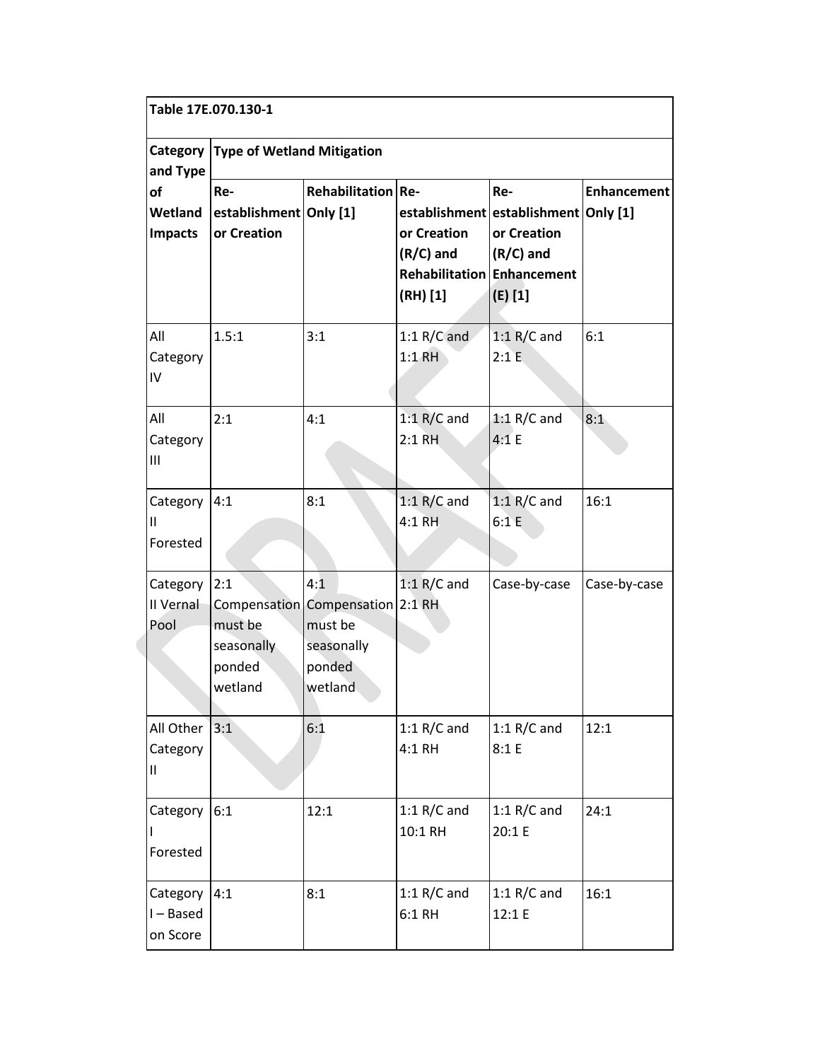| Table 17E.070.130-1 | | | | | |
|---|---|---|---|---|---|
| **Category and Type of Wetland Impacts** | **Type of Wetland Mitigation** | | | | |
| | **Re-establishment or Creation** | **Rehabilitation Only [1]** | **Re-establishment or Creation (R/C) and Rehabilitation (RH) [1]** | **Re-establishment or Creation (R/C) and Enhancement (E) [1]** | **Enhancement Only [1]** |
| All Category IV | 1.5:1 | 3:1 | 1:1 R/C and 1:1 RH | 1:1 R/C and 2:1 E | 6:1 |
| All Category III | 2:1 | 4:1 | 1:1 R/C and 2:1 RH | 1:1 R/C and 4:1 E | 8:1 |
| Category II Forested | 4:1 | 8:1 | 1:1 R/C and 4:1 RH | 1:1 R/C and 6:1 E | 16:1 |
| Category II Vernal Pool | 2:1 Compensation must be seasonally ponded wetland | 4:1 Compensation must be seasonally ponded wetland | 1:1 R/C and 2:1 RH | Case-by-case | Case-by-case |
| All Other Category II | 3:1 | 6:1 | 1:1 R/C and 4:1 RH | 1:1 R/C and 8:1 E | 12:1 |
| Category I Forested | 6:1 | 12:1 | 1:1 R/C and 10:1 RH | 1:1 R/C and 20:1 E | 24:1 |
| Category I – Based on Score | 4:1 | 8:1 | 1:1 R/C and 6:1 RH | 1:1 R/C and 12:1 E | 16:1 |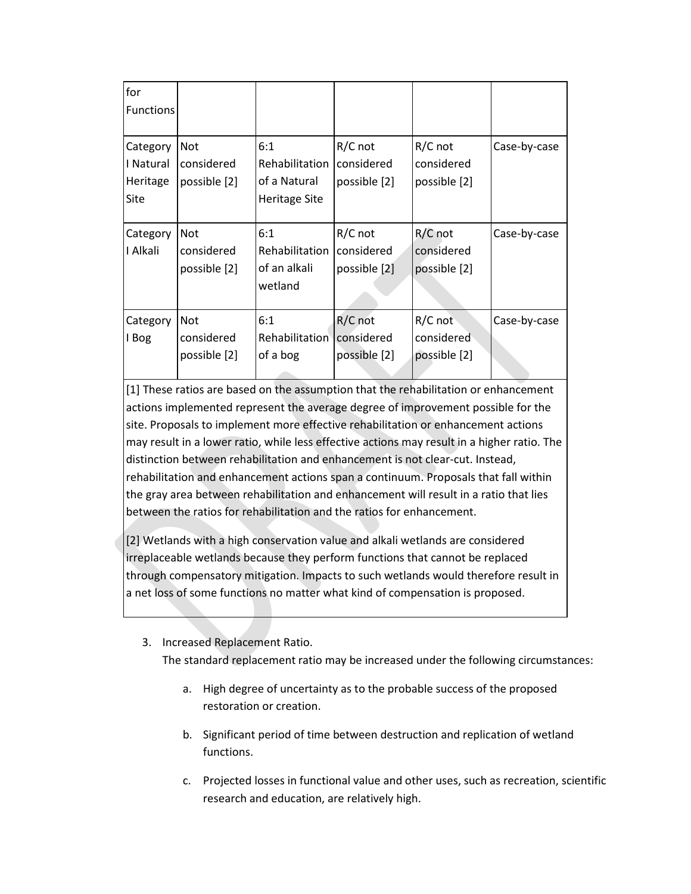| for Functions | | | | | |
|---|---|---|---|---|---|
| Category I Natural Heritage Site | Not considered possible [2] | 6:1 Rehabilitation of a Natural Heritage Site | R/C not considered possible [2] | R/C not considered possible [2] | Case-by-case |
| Category I Alkali | Not considered possible [2] | 6:1 Rehabilitation of an alkali wetland | R/C not considered possible [2] | R/C not considered possible [2] | Case-by-case |
| Category I Bog | Not considered possible [2] | 6:1 Rehabilitation of a bog | R/C not considered possible [2] | R/C not considered possible [2] | Case-by-case |

[1] These ratios are based on the assumption that the rehabilitation or enhancement actions implemented represent the average degree of improvement possible for the site. Proposals to implement more effective rehabilitation or enhancement actions may result in a lower ratio, while less effective actions may result in a higher ratio. The distinction between rehabilitation and enhancement is not clear-cut. Instead, rehabilitation and enhancement actions span a continuum. Proposals that fall within the gray area between rehabilitation and enhancement will result in a ratio that lies between the ratios for rehabilitation and the ratios for enhancement.

[2] Wetlands with a high conservation value and alkali wetlands are considered irreplaceable wetlands because they perform functions that cannot be replaced through compensatory mitigation. Impacts to such wetlands would therefore result in a net loss of some functions no matter what kind of compensation is proposed.

3. Increased Replacement Ratio.
   The standard replacement ratio may be increased under the following circumstances:

   a. High degree of uncertainty as to the probable success of the proposed restoration or creation.

   b. Significant period of time between destruction and replication of wetland functions.

   c. Projected losses in functional value and other uses, such as recreation, scientific research and education, are relatively high.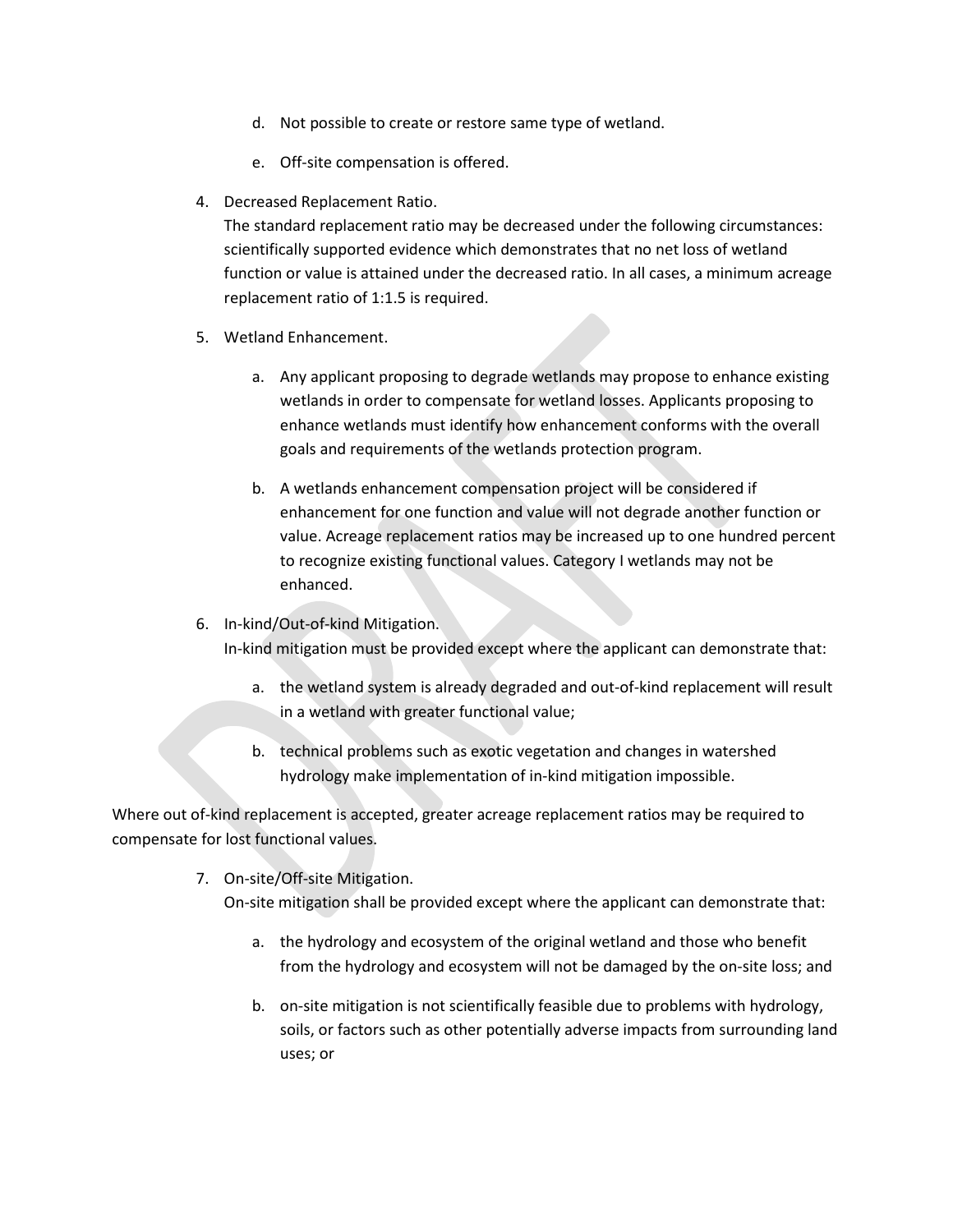d. Not possible to create or restore same type of wetland.

e. Off-site compensation is offered.

4. Decreased Replacement Ratio.
   The standard replacement ratio may be decreased under the following circumstances: scientifically supported evidence which demonstrates that no net loss of wetland function or value is attained under the decreased ratio. In all cases, a minimum acreage replacement ratio of 1:1.5 is required.

5. Wetland Enhancement.

   a. Any applicant proposing to degrade wetlands may propose to enhance existing wetlands in order to compensate for wetland losses. Applicants proposing to enhance wetlands must identify how enhancement conforms with the overall goals and requirements of the wetlands protection program.

   b. A wetlands enhancement compensation project will be considered if enhancement for one function and value will not degrade another function or value. Acreage replacement ratios may be increased up to one hundred percent to recognize existing functional values. Category I wetlands may not be enhanced.

6. In-kind/Out-of-kind Mitigation.
   In-kind mitigation must be provided except where the applicant can demonstrate that:

   a. the wetland system is already degraded and out-of-kind replacement will result in a wetland with greater functional value;

   b. technical problems such as exotic vegetation and changes in watershed hydrology make implementation of in-kind mitigation impossible.

Where out of-kind replacement is accepted, greater acreage replacement ratios may be required to compensate for lost functional values.

7. On-site/Off-site Mitigation.
   On-site mitigation shall be provided except where the applicant can demonstrate that:

   a. the hydrology and ecosystem of the original wetland and those who benefit from the hydrology and ecosystem will not be damaged by the on-site loss; and

   b. on-site mitigation is not scientifically feasible due to problems with hydrology, soils, or factors such as other potentially adverse impacts from surrounding land uses; or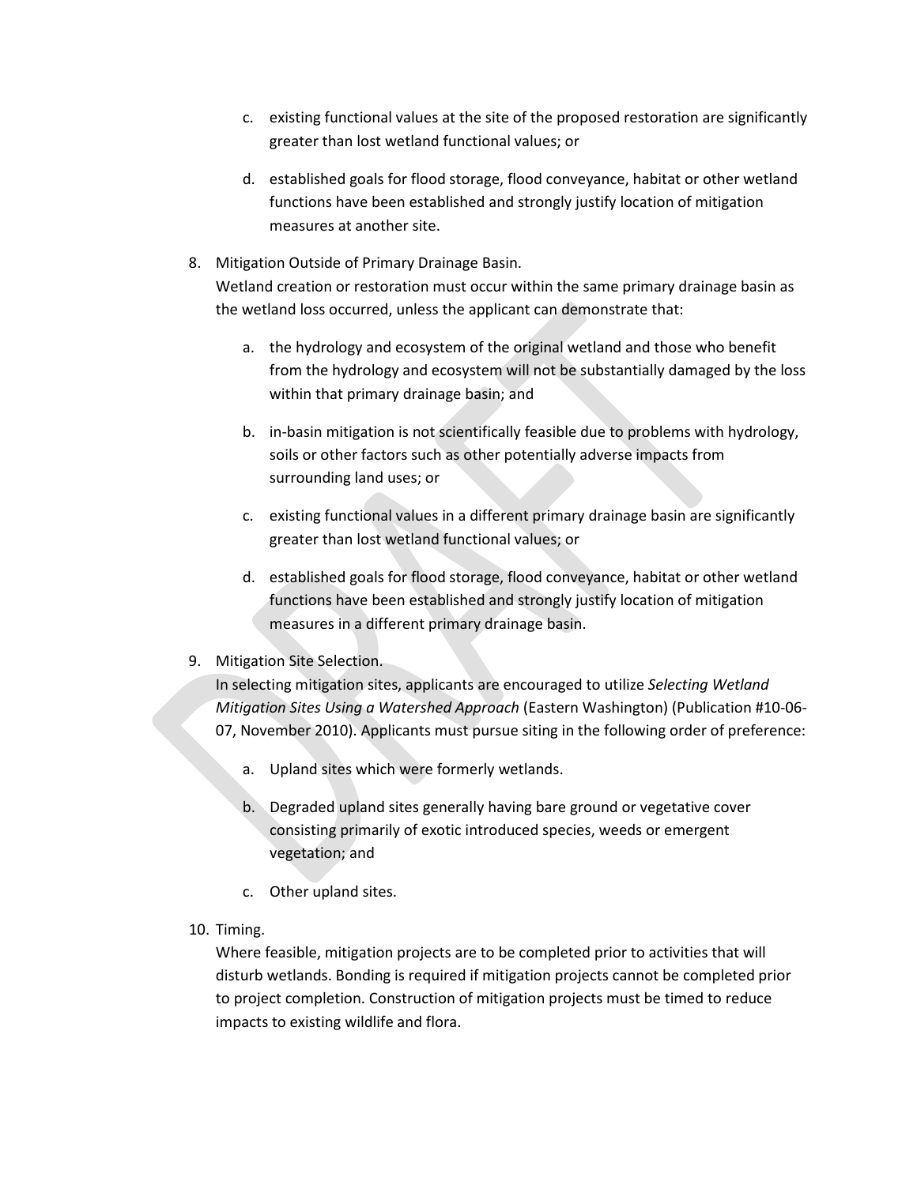c. existing functional values at the site of the proposed restoration are significantly greater than lost wetland functional values; or

d. established goals for flood storage, flood conveyance, habitat or other wetland functions have been established and strongly justify location of mitigation measures at another site.

8. Mitigation Outside of Primary Drainage Basin.
   Wetland creation or restoration must occur within the same primary drainage basin as the wetland loss occurred, unless the applicant can demonstrate that:

   a. the hydrology and ecosystem of the original wetland and those who benefit from the hydrology and ecosystem will not be substantially damaged by the loss within that primary drainage basin; and

   b. in-basin mitigation is not scientifically feasible due to problems with hydrology, soils or other factors such as other potentially adverse impacts from surrounding land uses; or

   c. existing functional values in a different primary drainage basin are significantly greater than lost wetland functional values; or

   d. established goals for flood storage, flood conveyance, habitat or other wetland functions have been established and strongly justify location of mitigation measures in a different primary drainage basin.

9. Mitigation Site Selection.
   In selecting mitigation sites, applicants are encouraged to utilize *Selecting Wetland Mitigation Sites Using a Watershed Approach* (Eastern Washington) (Publication #10-06-07, November 2010). Applicants must pursue siting in the following order of preference:

   a. Upland sites which were formerly wetlands.

   b. Degraded upland sites generally having bare ground or vegetative cover consisting primarily of exotic introduced species, weeds or emergent vegetation; and

   c. Other upland sites.

10. Timing.
    Where feasible, mitigation projects are to be completed prior to activities that will disturb wetlands. Bonding is required if mitigation projects cannot be completed prior to project completion. Construction of mitigation projects must be timed to reduce impacts to existing wildlife and flora.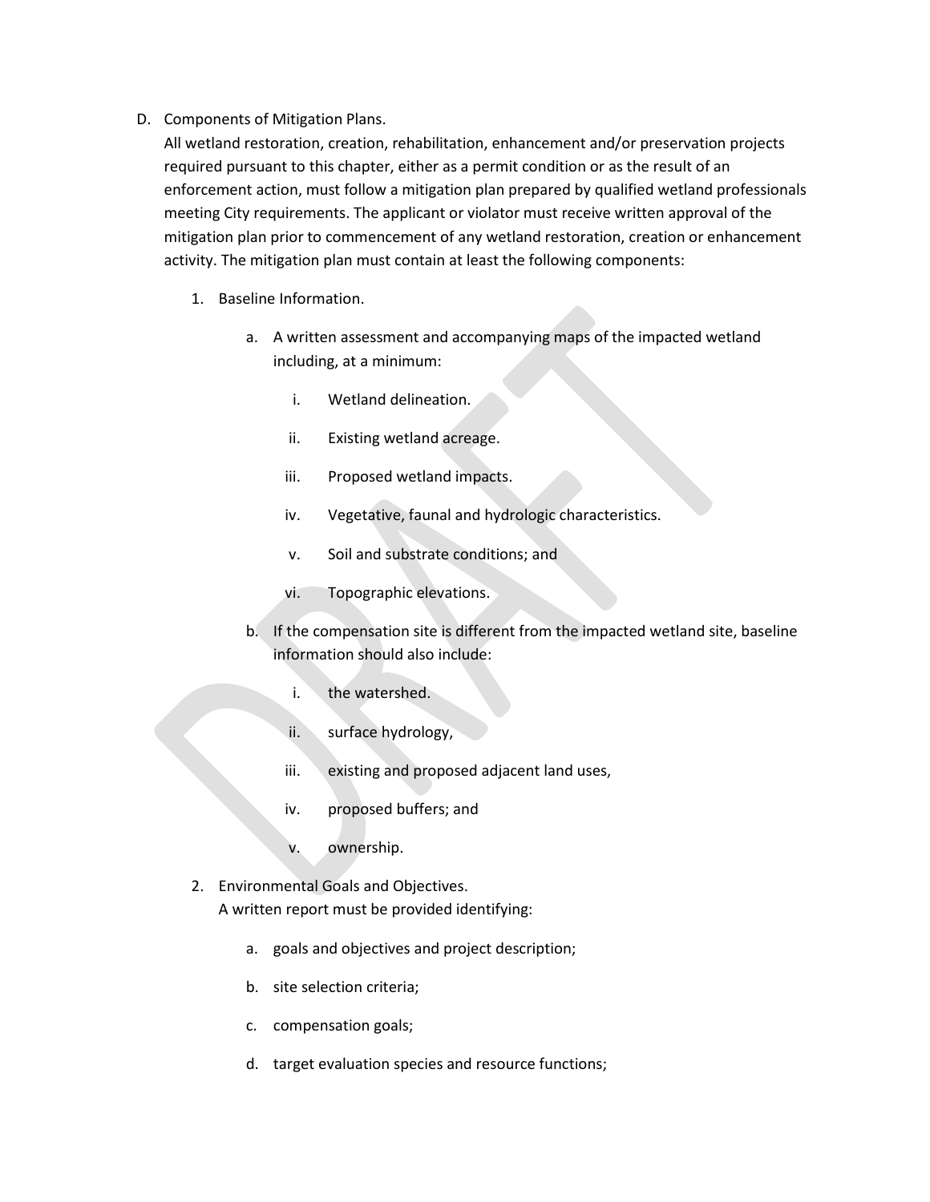D. Components of Mitigation Plans.

All wetland restoration, creation, rehabilitation, enhancement and/or preservation projects required pursuant to this chapter, either as a permit condition or as the result of an enforcement action, must follow a mitigation plan prepared by qualified wetland professionals meeting City requirements. The applicant or violator must receive written approval of the mitigation plan prior to commencement of any wetland restoration, creation or enhancement activity. The mitigation plan must contain at least the following components:

1. Baseline Information.

   a. A written assessment and accompanying maps of the impacted wetland including, at a minimum:

      i. Wetland delineation.

      ii. Existing wetland acreage.

      iii. Proposed wetland impacts.

      iv. Vegetative, faunal and hydrologic characteristics.

      v. Soil and substrate conditions; and

      vi. Topographic elevations.

   b. If the compensation site is different from the impacted wetland site, baseline information should also include:

      i. the watershed.

      ii. surface hydrology,

      iii. existing and proposed adjacent land uses,

      iv. proposed buffers; and

      v. ownership.

2. Environmental Goals and Objectives.

   A written report must be provided identifying:

   a. goals and objectives and project description;

   b. site selection criteria;

   c. compensation goals;

   d. target evaluation species and resource functions;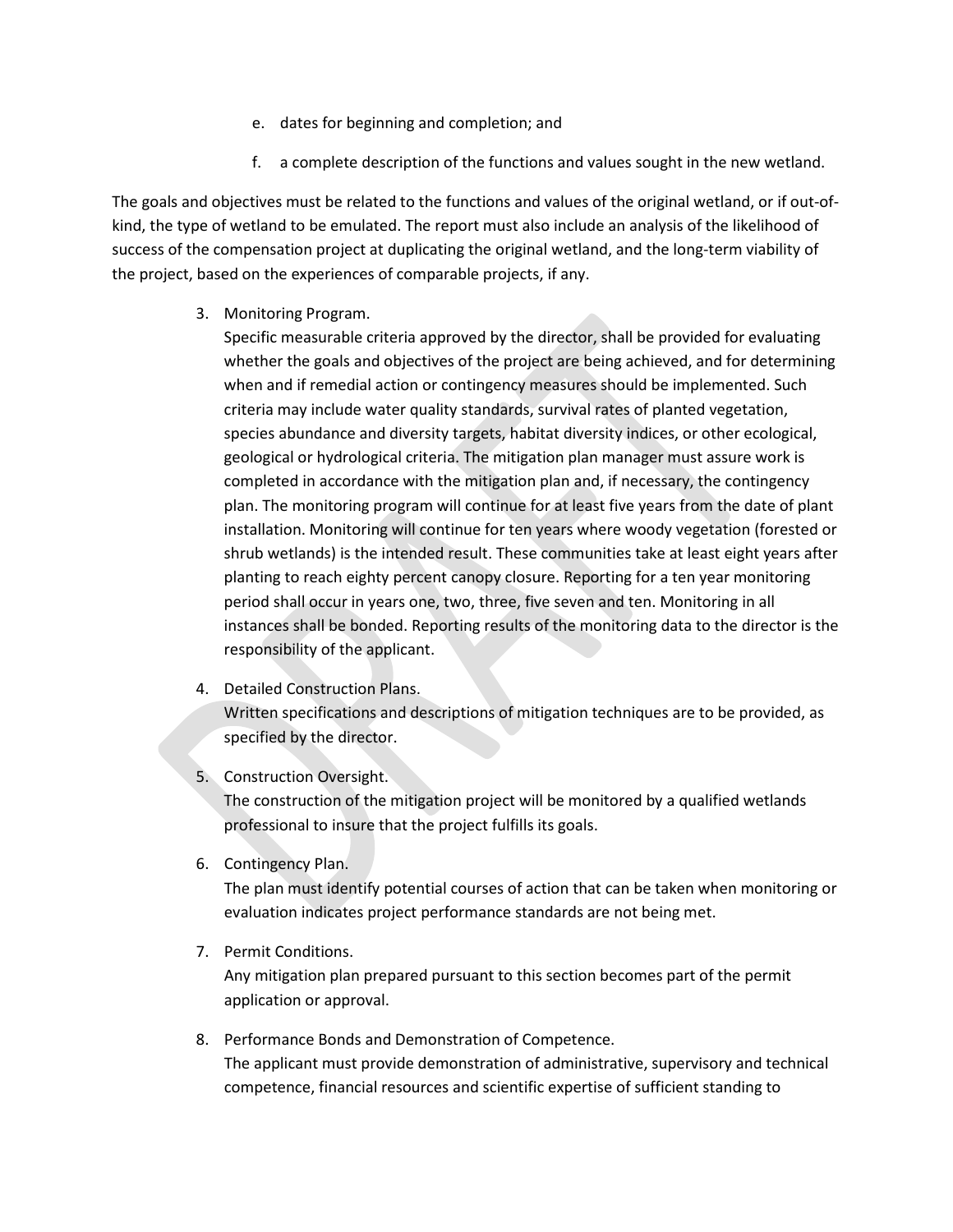e. dates for beginning and completion; and

f. a complete description of the functions and values sought in the new wetland.

The goals and objectives must be related to the functions and values of the original wetland, or if out-of-kind, the type of wetland to be emulated. The report must also include an analysis of the likelihood of success of the compensation project at duplicating the original wetland, and the long-term viability of the project, based on the experiences of comparable projects, if any.

3. Monitoring Program.
   Specific measurable criteria approved by the director, shall be provided for evaluating whether the goals and objectives of the project are being achieved, and for determining when and if remedial action or contingency measures should be implemented. Such criteria may include water quality standards, survival rates of planted vegetation, species abundance and diversity targets, habitat diversity indices, or other ecological, geological or hydrological criteria. The mitigation plan manager must assure work is completed in accordance with the mitigation plan and, if necessary, the contingency plan. The monitoring program will continue for at least five years from the date of plant installation. Monitoring will continue for ten years where woody vegetation (forested or shrub wetlands) is the intended result. These communities take at least eight years after planting to reach eighty percent canopy closure. Reporting for a ten year monitoring period shall occur in years one, two, three, five seven and ten. Monitoring in all instances shall be bonded. Reporting results of the monitoring data to the director is the responsibility of the applicant.

4. Detailed Construction Plans.
   Written specifications and descriptions of mitigation techniques are to be provided, as specified by the director.

5. Construction Oversight.
   The construction of the mitigation project will be monitored by a qualified wetlands professional to insure that the project fulfills its goals.

6. Contingency Plan.
   The plan must identify potential courses of action that can be taken when monitoring or evaluation indicates project performance standards are not being met.

7. Permit Conditions.
   Any mitigation plan prepared pursuant to this section becomes part of the permit application or approval.

8. Performance Bonds and Demonstration of Competence.
   The applicant must provide demonstration of administrative, supervisory and technical competence, financial resources and scientific expertise of sufficient standing to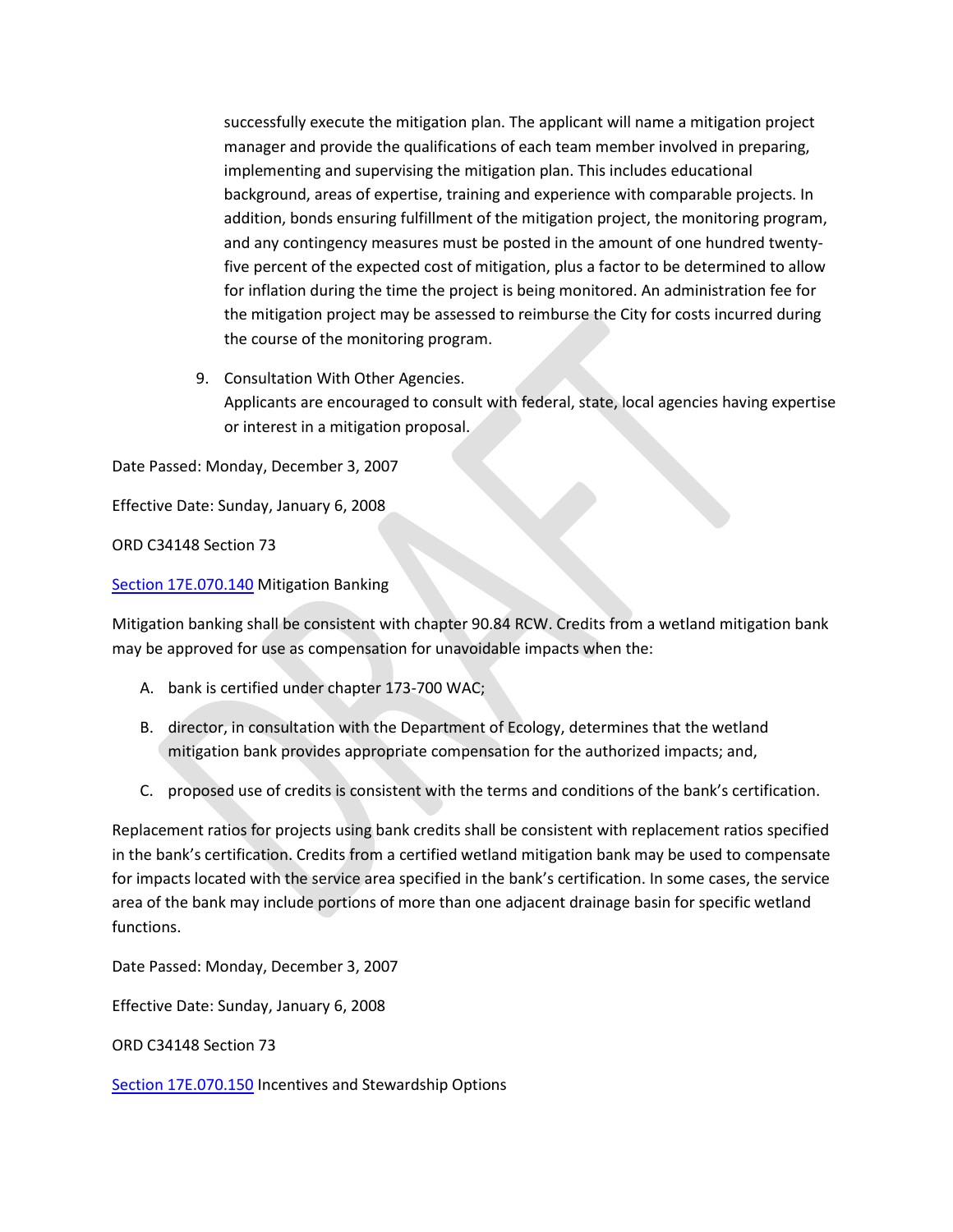successfully execute the mitigation plan. The applicant will name a mitigation project manager and provide the qualifications of each team member involved in preparing, implementing and supervising the mitigation plan. This includes educational background, areas of expertise, training and experience with comparable projects. In addition, bonds ensuring fulfillment of the mitigation project, the monitoring program, and any contingency measures must be posted in the amount of one hundred twenty-five percent of the expected cost of mitigation, plus a factor to be determined to allow for inflation during the time the project is being monitored. An administration fee for the mitigation project may be assessed to reimburse the City for costs incurred during the course of the monitoring program.

9. Consultation With Other Agencies.
   Applicants are encouraged to consult with federal, state, local agencies having expertise or interest in a mitigation proposal.

Date Passed: Monday, December 3, 2007

Effective Date: Sunday, January 6, 2008

ORD C34148 Section 73

Section 17E.070.140 Mitigation Banking

Mitigation banking shall be consistent with chapter 90.84 RCW. Credits from a wetland mitigation bank may be approved for use as compensation for unavoidable impacts when the:

A. bank is certified under chapter 173-700 WAC;

B. director, in consultation with the Department of Ecology, determines that the wetland mitigation bank provides appropriate compensation for the authorized impacts; and,

C. proposed use of credits is consistent with the terms and conditions of the bank's certification.

Replacement ratios for projects using bank credits shall be consistent with replacement ratios specified in the bank's certification. Credits from a certified wetland mitigation bank may be used to compensate for impacts located with the service area specified in the bank's certification. In some cases, the service area of the bank may include portions of more than one adjacent drainage basin for specific wetland functions.

Date Passed: Monday, December 3, 2007

Effective Date: Sunday, January 6, 2008

ORD C34148 Section 73

Section 17E.070.150 Incentives and Stewardship Options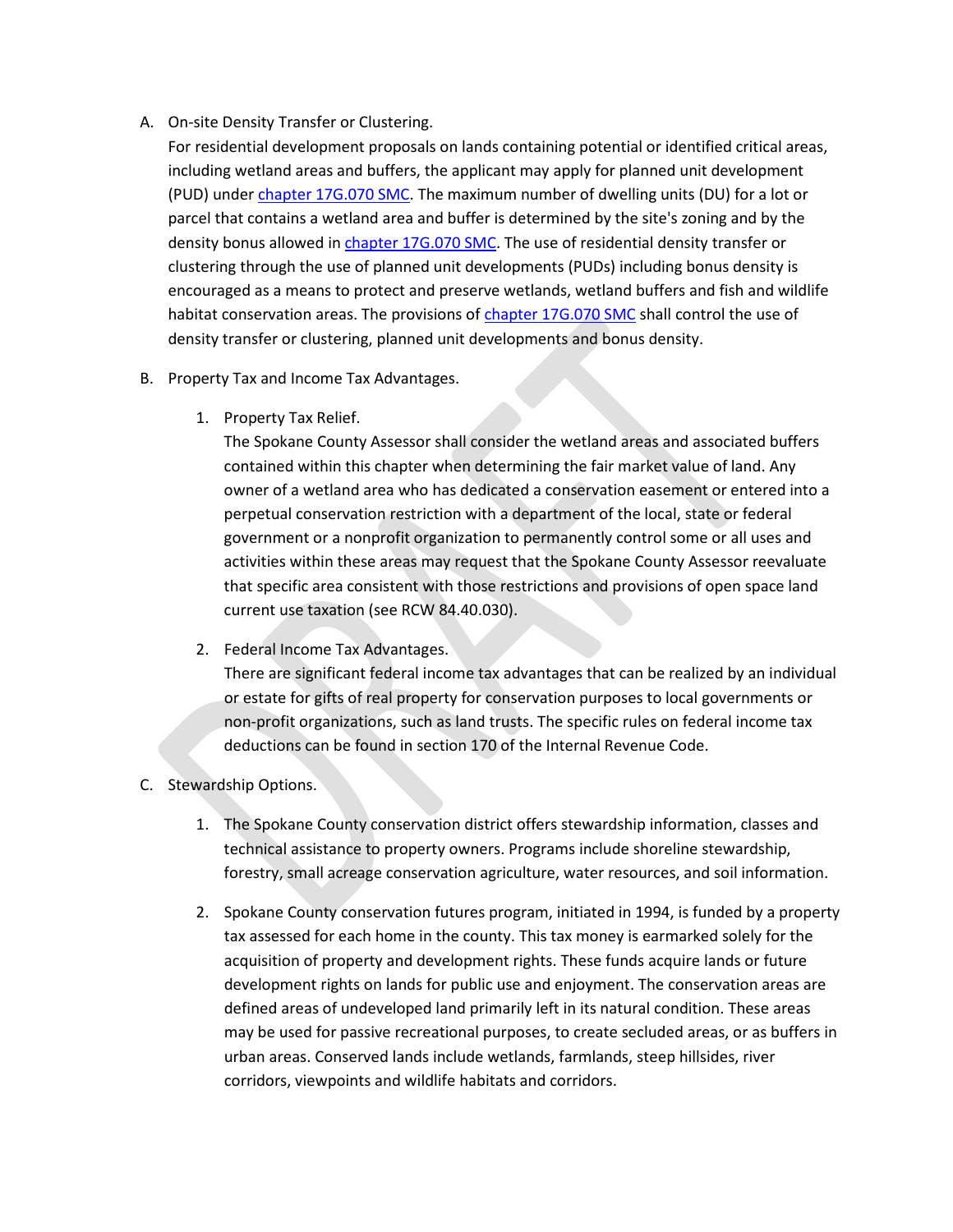A. On-site Density Transfer or Clustering.
   For residential development proposals on lands containing potential or identified critical areas, including wetland areas and buffers, the applicant may apply for planned unit development (PUD) under [chapter 17G.070 SMC](). The maximum number of dwelling units (DU) for a lot or parcel that contains a wetland area and buffer is determined by the site's zoning and by the density bonus allowed in [chapter 17G.070 SMC](). The use of residential density transfer or clustering through the use of planned unit developments (PUDs) including bonus density is encouraged as a means to protect and preserve wetlands, wetland buffers and fish and wildlife habitat conservation areas. The provisions of [chapter 17G.070 SMC]() shall control the use of density transfer or clustering, planned unit developments and bonus density.

B. Property Tax and Income Tax Advantages.

   1. Property Tax Relief.
      The Spokane County Assessor shall consider the wetland areas and associated buffers contained within this chapter when determining the fair market value of land. Any owner of a wetland area who has dedicated a conservation easement or entered into a perpetual conservation restriction with a department of the local, state or federal government or a nonprofit organization to permanently control some or all uses and activities within these areas may request that the Spokane County Assessor reevaluate that specific area consistent with those restrictions and provisions of open space land current use taxation (see RCW 84.40.030).

   2. Federal Income Tax Advantages.
      There are significant federal income tax advantages that can be realized by an individual or estate for gifts of real property for conservation purposes to local governments or non-profit organizations, such as land trusts. The specific rules on federal income tax deductions can be found in section 170 of the Internal Revenue Code.

C. Stewardship Options.

   1. The Spokane County conservation district offers stewardship information, classes and technical assistance to property owners. Programs include shoreline stewardship, forestry, small acreage conservation agriculture, water resources, and soil information.

   2. Spokane County conservation futures program, initiated in 1994, is funded by a property tax assessed for each home in the county. This tax money is earmarked solely for the acquisition of property and development rights. These funds acquire lands or future development rights on lands for public use and enjoyment. The conservation areas are defined areas of undeveloped land primarily left in its natural condition. These areas may be used for passive recreational purposes, to create secluded areas, or as buffers in urban areas. Conserved lands include wetlands, farmlands, steep hillsides, river corridors, viewpoints and wildlife habitats and corridors.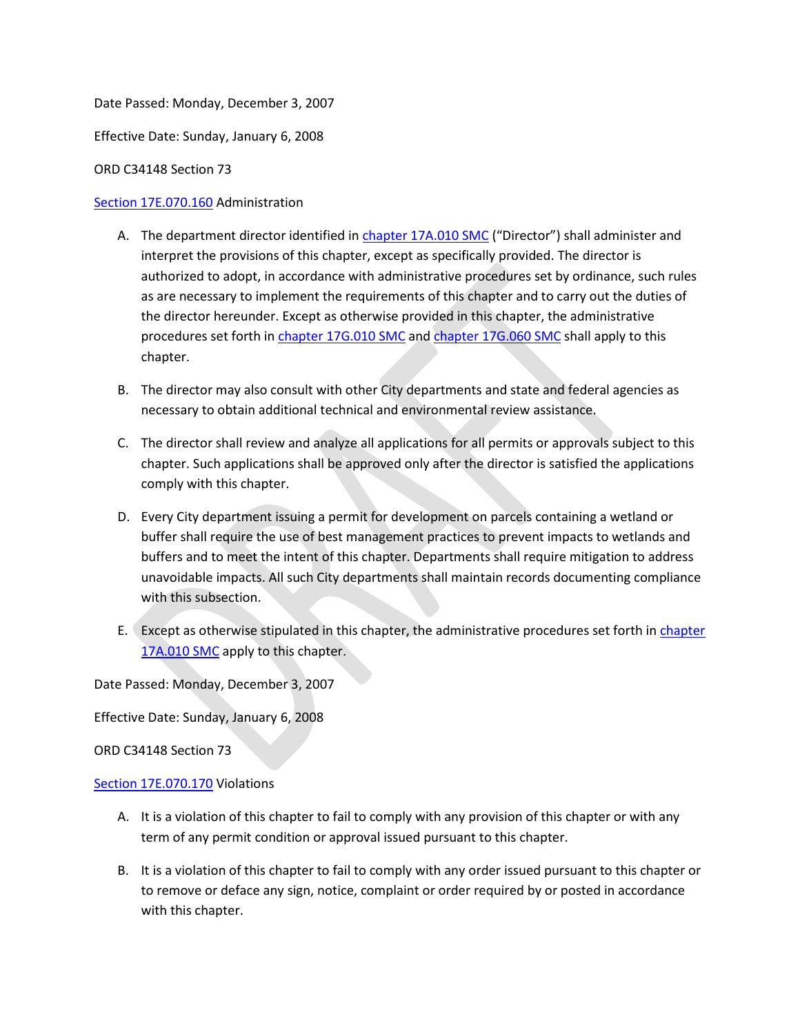Date Passed: Monday, December 3, 2007

Effective Date: Sunday, January 6, 2008

ORD C34148 Section 73

Section 17E.070.160 Administration

A. The department director identified in chapter 17A.010 SMC ("Director") shall administer and interpret the provisions of this chapter, except as specifically provided. The director is authorized to adopt, in accordance with administrative procedures set by ordinance, such rules as are necessary to implement the requirements of this chapter and to carry out the duties of the director hereunder. Except as otherwise provided in this chapter, the administrative procedures set forth in chapter 17G.010 SMC and chapter 17G.060 SMC shall apply to this chapter.

B. The director may also consult with other City departments and state and federal agencies as necessary to obtain additional technical and environmental review assistance.

C. The director shall review and analyze all applications for all permits or approvals subject to this chapter. Such applications shall be approved only after the director is satisfied the applications comply with this chapter.

D. Every City department issuing a permit for development on parcels containing a wetland or buffer shall require the use of best management practices to prevent impacts to wetlands and buffers and to meet the intent of this chapter. Departments shall require mitigation to address unavoidable impacts. All such City departments shall maintain records documenting compliance with this subsection.

E. Except as otherwise stipulated in this chapter, the administrative procedures set forth in chapter 17A.010 SMC apply to this chapter.

Date Passed: Monday, December 3, 2007

Effective Date: Sunday, January 6, 2008

ORD C34148 Section 73

Section 17E.070.170 Violations

A. It is a violation of this chapter to fail to comply with any provision of this chapter or with any term of any permit condition or approval issued pursuant to this chapter.

B. It is a violation of this chapter to fail to comply with any order issued pursuant to this chapter or to remove or deface any sign, notice, complaint or order required by or posted in accordance with this chapter.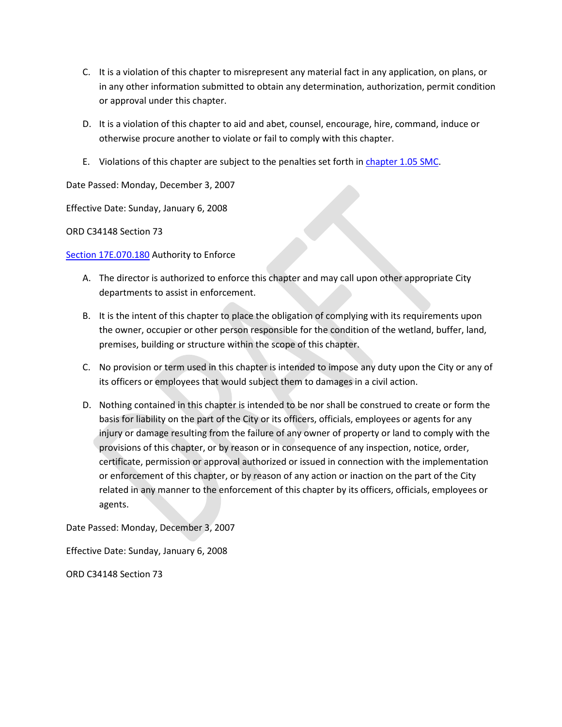C. It is a violation of this chapter to misrepresent any material fact in any application, on plans, or in any other information submitted to obtain any determination, authorization, permit condition or approval under this chapter.

D. It is a violation of this chapter to aid and abet, counsel, encourage, hire, command, induce or otherwise procure another to violate or fail to comply with this chapter.

E. Violations of this chapter are subject to the penalties set forth in chapter 1.05 SMC.

Date Passed: Monday, December 3, 2007

Effective Date: Sunday, January 6, 2008

ORD C34148 Section 73

Section 17E.070.180 Authority to Enforce

A. The director is authorized to enforce this chapter and may call upon other appropriate City departments to assist in enforcement.

B. It is the intent of this chapter to place the obligation of complying with its requirements upon the owner, occupier or other person responsible for the condition of the wetland, buffer, land, premises, building or structure within the scope of this chapter.

C. No provision or term used in this chapter is intended to impose any duty upon the City or any of its officers or employees that would subject them to damages in a civil action.

D. Nothing contained in this chapter is intended to be nor shall be construed to create or form the basis for liability on the part of the City or its officers, officials, employees or agents for any injury or damage resulting from the failure of any owner of property or land to comply with the provisions of this chapter, or by reason or in consequence of any inspection, notice, order, certificate, permission or approval authorized or issued in connection with the implementation or enforcement of this chapter, or by reason of any action or inaction on the part of the City related in any manner to the enforcement of this chapter by its officers, officials, employees or agents.

Date Passed: Monday, December 3, 2007

Effective Date: Sunday, January 6, 2008

ORD C34148 Section 73